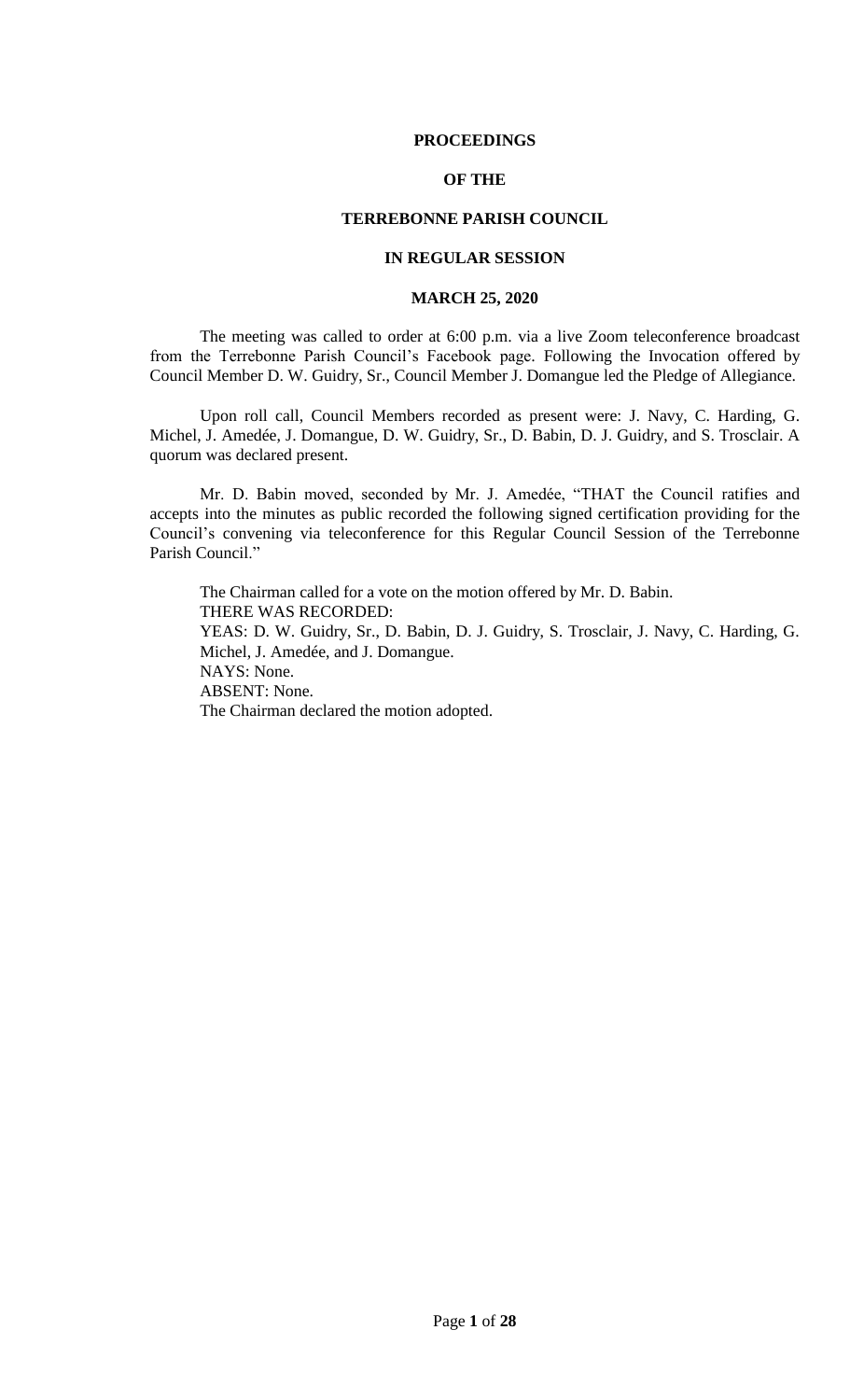**PROCEEDINGS**

**OF THE**

**TERREBONNE PARISH COUNCIL**

**IN REGULAR SESSION**

**MARCH 25, 2020**

The meeting was called to order at 6:00 p.m. via a live Zoom teleconference broadcast from the Terrebonne Parish Council's Facebook page. Following the Invocation offered by Council Member D. W. Guidry, Sr., Council Member J. Domangue led the Pledge of Allegiance.

Upon roll call, Council Members recorded as present were: J. Navy, C. Harding, G. Michel, J. Amedée, J. Domangue, D. W. Guidry, Sr., D. Babin, D. J. Guidry, and S. Trosclair. A quorum was declared present.

Mr. D. Babin moved, seconded by Mr. J. Amedée, "THAT the Council ratifies and accepts into the minutes as public recorded the following signed certification providing for the Council's convening via teleconference for this Regular Council Session of the Terrebonne Parish Council."

The Chairman called for a vote on the motion offered by Mr. D. Babin.
THERE WAS RECORDED:
YEAS: D. W. Guidry, Sr., D. Babin, D. J. Guidry, S. Trosclair, J. Navy, C. Harding, G. Michel, J. Amedée, and J. Domangue.
NAYS: None.
ABSENT: None.
The Chairman declared the motion adopted.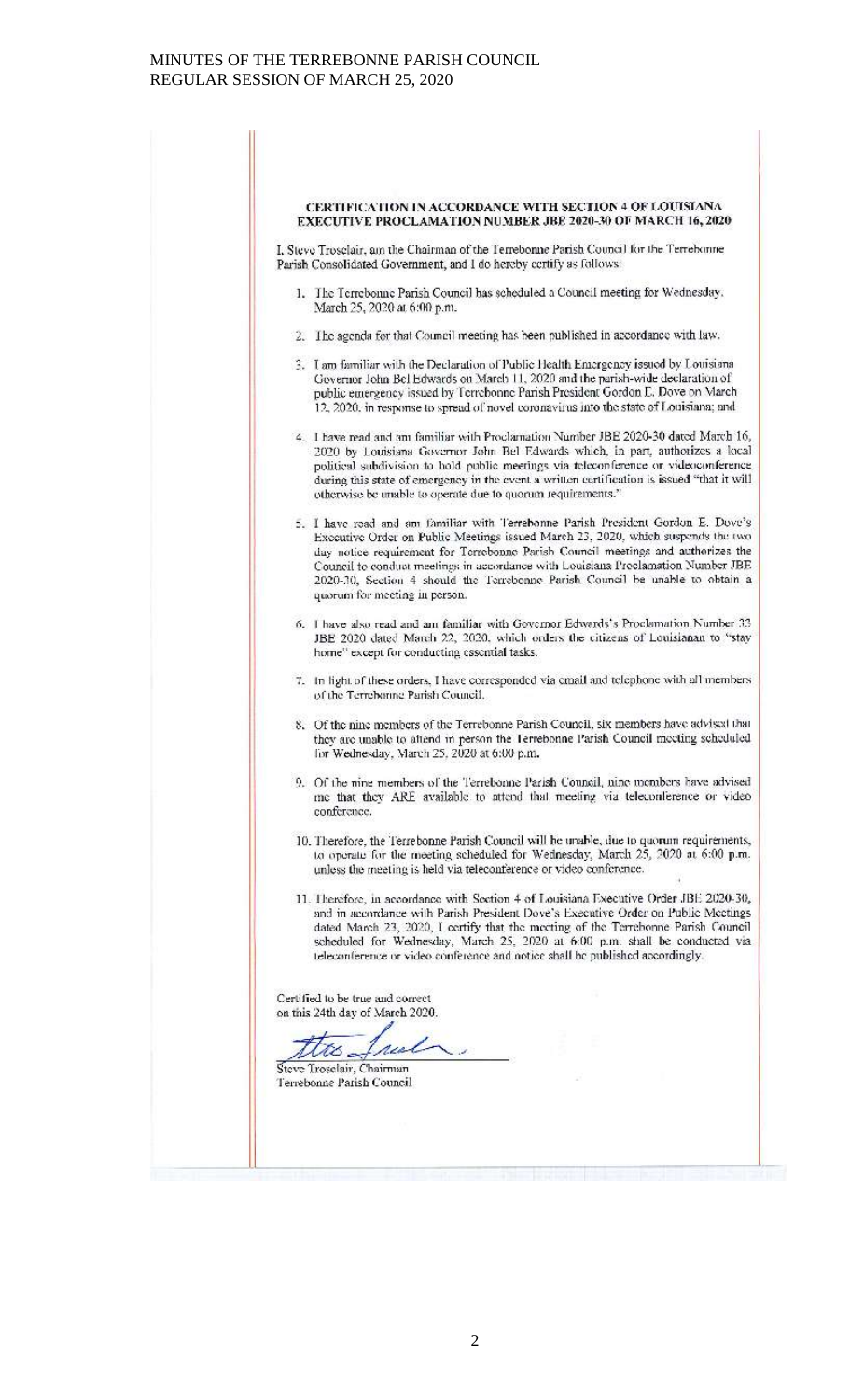## CERTIFICATION IN ACCORDANCE WITH SECTION 4 OF LOUISIANA EXECUTIVE PROCLAMATION NUMBER JBE 2020-30 OF MARCH 16, 2020

I, Steve Trosclair, am the Chairman of the Terrebonne Parish Council for the Terrebonne Parish Consolidated Government, and I do hereby certify as follows:

1. The Terrebonne Parish Council has scheduled a Council meeting for Wednesday, March 25, 2020 at 6:00 p.m.

2. The agenda for that Council meeting has been published in accordance with law.

3. I am familiar with the Declaration of Public Health Emergency issued by Louisiana Governor John Bel Edwards on March 11, 2020 and the parish-wide declaration of public emergency issued by Terrebonne Parish President Gordon E. Dove on March 12, 2020, in response to spread of novel coronavirus into the state of Louisiana; and

4. I have read and am familiar with Proclamation Number JBE 2020-30 dated March 16, 2020 by Louisiana Governor John Bel Edwards which, in part, authorizes a local political subdivision to hold public meetings via teleconference or videoconference during this state of emergency in the event a written certification is issued "that it will otherwise be unable to operate due to quorum requirements."

5. I have read and am familiar with Terrebonne Parish President Gordon E. Dove's Executive Order on Public Meetings issued March 23, 2020, which suspends the two day notice requirement for Terrebonne Parish Council meetings and authorizes the Council to conduct meetings in accordance with Louisiana Proclamation Number JBE 2020-30, Section 4 should the Terrebonne Parish Council be unable to obtain a quorum for meeting in person.

6. I have also read and am familiar with Governor Edwards's Proclamation Number 33 JBE 2020 dated March 22, 2020, which orders the citizens of Louisianan to "stay home" except for conducting essential tasks.

7. In light of these orders, I have corresponded via email and telephone with all members of the Terrebonne Parish Council.

8. Of the nine members of the Terrebonne Parish Council, six members have advised that they are unable to attend in person the Terrebonne Parish Council meeting scheduled for Wednesday, March 25, 2020 at 6:00 p.m.

9. Of the nine members of the Terrebonne Parish Council, nine members have advised me that they ARE available to attend that meeting via teleconference or video conference.

10. Therefore, the Terrebonne Parish Council will be unable, due to quorum requirements, to operate for the meeting scheduled for Wednesday, March 25, 2020 at 6:00 p.m. unless the meeting is held via teleconference or video conference.

11. Therefore, in accordance with Section 4 of Louisiana Executive Order JBE 2020-30, and in accordance with Parish President Dove's Executive Order on Public Meetings dated March 23, 2020, I certify that the meeting of the Terrebonne Parish Council scheduled for Wednesday, March 25, 2020 at 6:00 p.m. shall be conducted via teleconference or video conference and notice shall be published accordingly.

Certified to be true and correct on this 24th day of March 2020.

Steve Trosclair, Chairman
Terrebonne Parish Council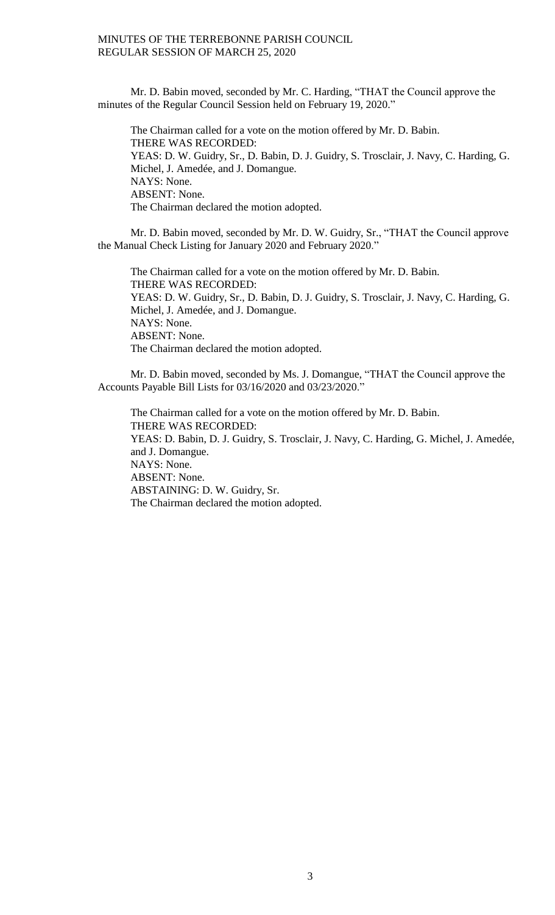Mr. D. Babin moved, seconded by Mr. C. Harding, "THAT the Council approve the minutes of the Regular Council Session held on February 19, 2020."

The Chairman called for a vote on the motion offered by Mr. D. Babin.
THERE WAS RECORDED:
YEAS: D. W. Guidry, Sr., D. Babin, D. J. Guidry, S. Trosclair, J. Navy, C. Harding, G. Michel, J. Amedée, and J. Domangue.
NAYS: None.
ABSENT: None.
The Chairman declared the motion adopted.

Mr. D. Babin moved, seconded by Mr. D. W. Guidry, Sr., "THAT the Council approve the Manual Check Listing for January 2020 and February 2020."

The Chairman called for a vote on the motion offered by Mr. D. Babin.
THERE WAS RECORDED:
YEAS: D. W. Guidry, Sr., D. Babin, D. J. Guidry, S. Trosclair, J. Navy, C. Harding, G. Michel, J. Amedée, and J. Domangue.
NAYS: None.
ABSENT: None.
The Chairman declared the motion adopted.

Mr. D. Babin moved, seconded by Ms. J. Domangue, "THAT the Council approve the Accounts Payable Bill Lists for 03/16/2020 and 03/23/2020."

The Chairman called for a vote on the motion offered by Mr. D. Babin.
THERE WAS RECORDED:
YEAS: D. Babin, D. J. Guidry, S. Trosclair, J. Navy, C. Harding, G. Michel, J. Amedée, and J. Domangue.
NAYS: None.
ABSENT: None.
ABSTAINING: D. W. Guidry, Sr.
The Chairman declared the motion adopted.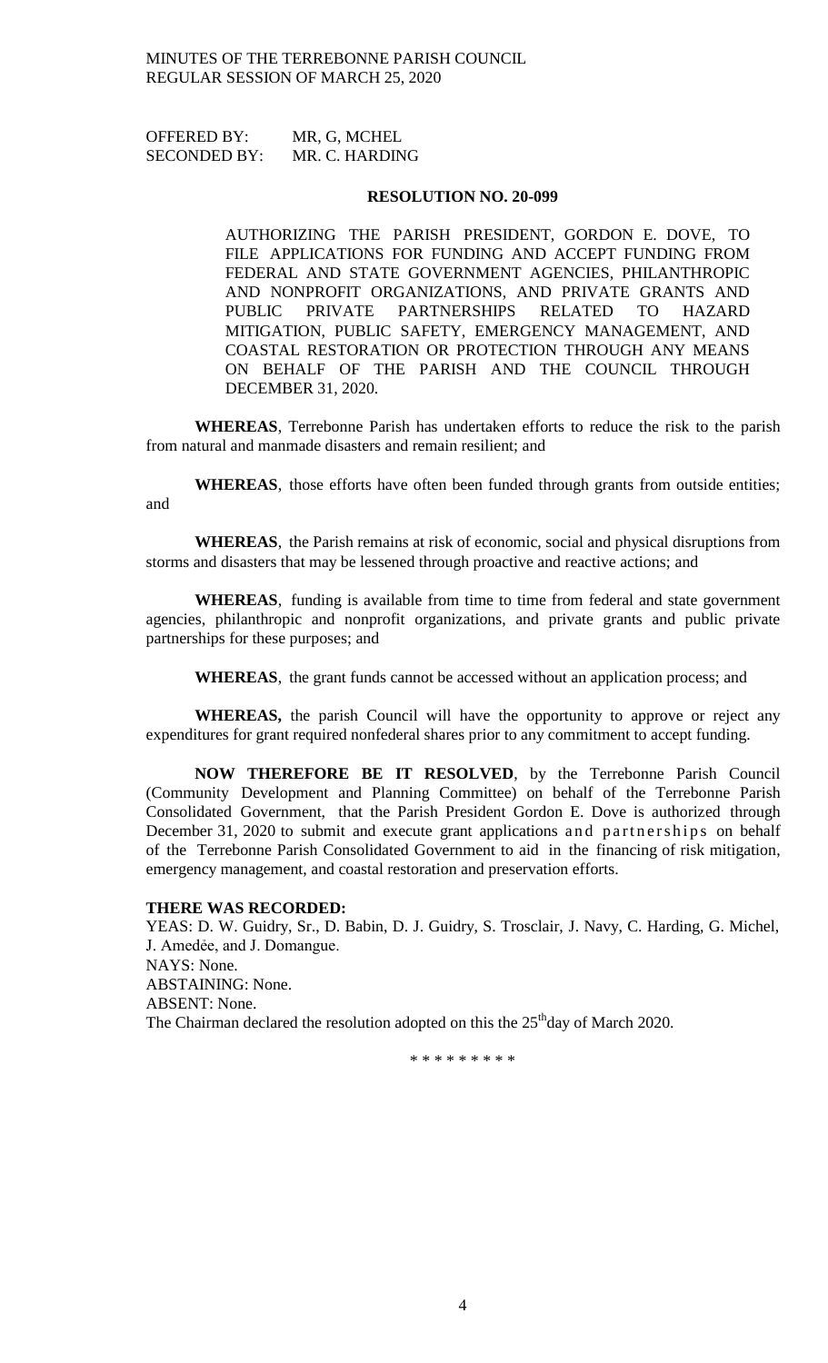OFFERED BY: MR, G, MCHEL
SECONDED BY: MR. C. HARDING

**RESOLUTION NO. 20-099**

AUTHORIZING THE PARISH PRESIDENT, GORDON E. DOVE, TO FILE APPLICATIONS FOR FUNDING AND ACCEPT FUNDING FROM FEDERAL AND STATE GOVERNMENT AGENCIES, PHILANTHROPIC AND NONPROFIT ORGANIZATIONS, AND PRIVATE GRANTS AND PUBLIC PRIVATE PARTNERSHIPS RELATED TO HAZARD MITIGATION, PUBLIC SAFETY, EMERGENCY MANAGEMENT, AND COASTAL RESTORATION OR PROTECTION THROUGH ANY MEANS ON BEHALF OF THE PARISH AND THE COUNCIL THROUGH DECEMBER 31, 2020.

**WHEREAS**, Terrebonne Parish has undertaken efforts to reduce the risk to the parish from natural and manmade disasters and remain resilient; and

**WHEREAS**, those efforts have often been funded through grants from outside entities; and

**WHEREAS**, the Parish remains at risk of economic, social and physical disruptions from storms and disasters that may be lessened through proactive and reactive actions; and

**WHEREAS**, funding is available from time to time from federal and state government agencies, philanthropic and nonprofit organizations, and private grants and public private partnerships for these purposes; and

**WHEREAS**, the grant funds cannot be accessed without an application process; and

**WHEREAS,** the parish Council will have the opportunity to approve or reject any expenditures for grant required nonfederal shares prior to any commitment to accept funding.

**NOW THEREFORE BE IT RESOLVED**, by the Terrebonne Parish Council (Community Development and Planning Committee) on behalf of the Terrebonne Parish Consolidated Government, that the Parish President Gordon E. Dove is authorized through December 31, 2020 to submit and execute grant applications and partnerships on behalf of the Terrebonne Parish Consolidated Government to aid in the financing of risk mitigation, emergency management, and coastal restoration and preservation efforts.

**THERE WAS RECORDED:**
YEAS: D. W. Guidry, Sr., D. Babin, D. J. Guidry, S. Trosclair, J. Navy, C. Harding, G. Michel, J. Amedée, and J. Domangue.
NAYS: None.
ABSTAINING: None.
ABSENT: None.
The Chairman declared the resolution adopted on this the 25th day of March 2020.

\* \* \* \* \* \* \* \* \*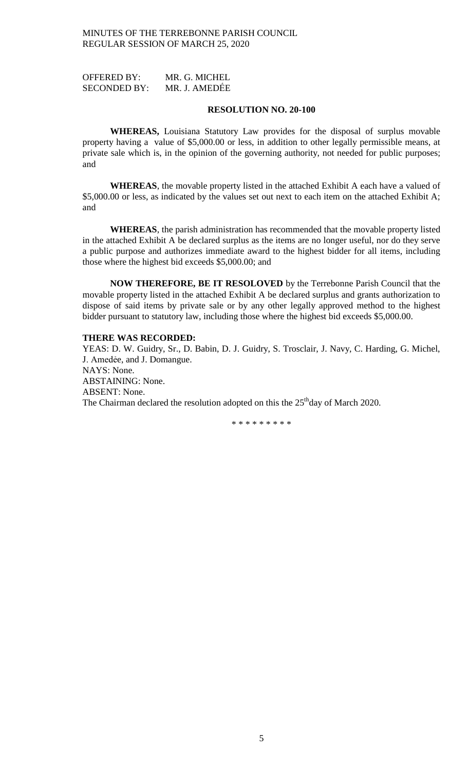OFFERED BY: MR. G. MICHEL
SECONDED BY: MR. J. AMEDĖE

**RESOLUTION NO. 20-100**

**WHEREAS,** Louisiana Statutory Law provides for the disposal of surplus movable property having a value of \$5,000.00 or less, in addition to other legally permissible means, at private sale which is, in the opinion of the governing authority, not needed for public purposes; and

**WHEREAS**, the movable property listed in the attached Exhibit A each have a valued of \$5,000.00 or less, as indicated by the values set out next to each item on the attached Exhibit A; and

**WHEREAS**, the parish administration has recommended that the movable property listed in the attached Exhibit A be declared surplus as the items are no longer useful, nor do they serve a public purpose and authorizes immediate award to the highest bidder for all items, including those where the highest bid exceeds \$5,000.00; and

**NOW THEREFORE, BE IT RESOLOVED** by the Terrebonne Parish Council that the movable property listed in the attached Exhibit A be declared surplus and grants authorization to dispose of said items by private sale or by any other legally approved method to the highest bidder pursuant to statutory law, including those where the highest bid exceeds \$5,000.00.

**THERE WAS RECORDED:**

YEAS: D. W. Guidry, Sr., D. Babin, D. J. Guidry, S. Trosclair, J. Navy, C. Harding, G. Michel, J. Amedẻe, and J. Domangue.
NAYS: None.
ABSTAINING: None.
ABSENT: None.
The Chairman declared the resolution adopted on this the 25th day of March 2020.

\* \* \* \* \* \* \* \* \*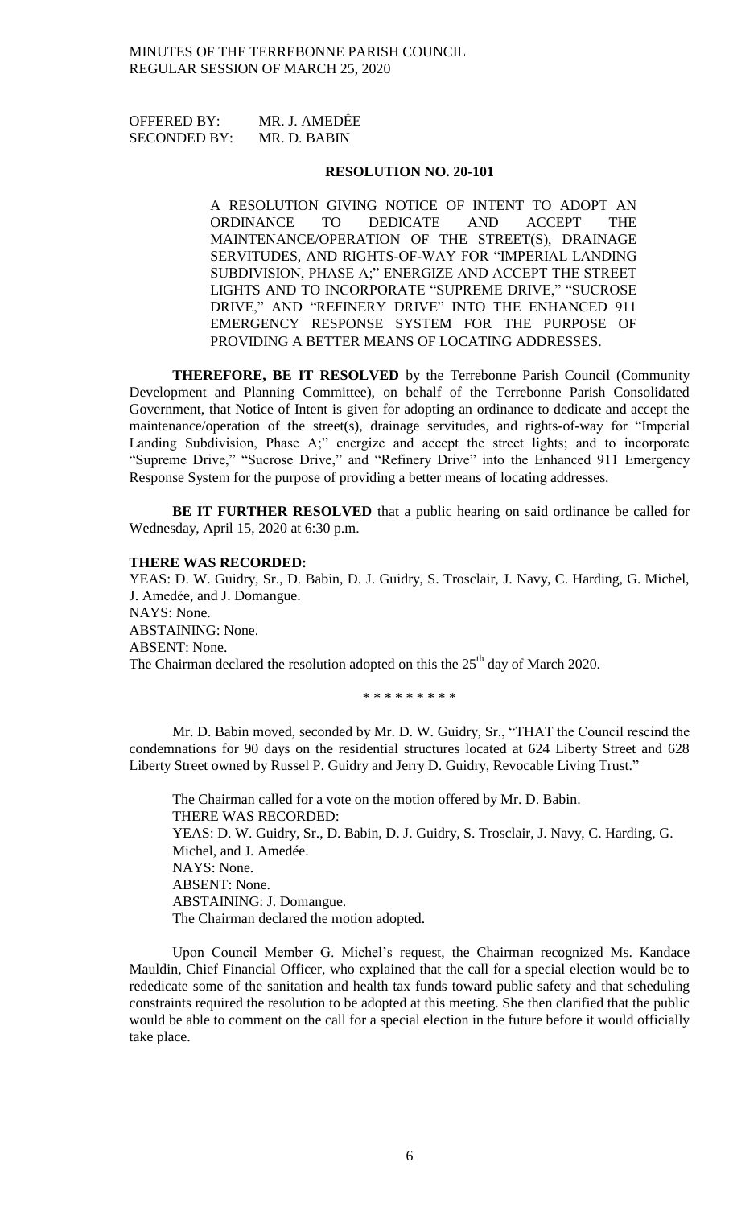OFFERED BY: MR. J. AMEDĖE
SECONDED BY: MR. D. BABIN

**RESOLUTION NO. 20-101**

A RESOLUTION GIVING NOTICE OF INTENT TO ADOPT AN ORDINANCE TO DEDICATE AND ACCEPT THE MAINTENANCE/OPERATION OF THE STREET(S), DRAINAGE SERVITUDES, AND RIGHTS-OF-WAY FOR "IMPERIAL LANDING SUBDIVISION, PHASE A;" ENERGIZE AND ACCEPT THE STREET LIGHTS AND TO INCORPORATE "SUPREME DRIVE," "SUCROSE DRIVE," AND "REFINERY DRIVE" INTO THE ENHANCED 911 EMERGENCY RESPONSE SYSTEM FOR THE PURPOSE OF PROVIDING A BETTER MEANS OF LOCATING ADDRESSES.

**THEREFORE, BE IT RESOLVED** by the Terrebonne Parish Council (Community Development and Planning Committee), on behalf of the Terrebonne Parish Consolidated Government, that Notice of Intent is given for adopting an ordinance to dedicate and accept the maintenance/operation of the street(s), drainage servitudes, and rights-of-way for "Imperial Landing Subdivision, Phase A;" energize and accept the street lights; and to incorporate "Supreme Drive," "Sucrose Drive," and "Refinery Drive" into the Enhanced 911 Emergency Response System for the purpose of providing a better means of locating addresses.

**BE IT FURTHER RESOLVED** that a public hearing on said ordinance be called for Wednesday, April 15, 2020 at 6:30 p.m.

**THERE WAS RECORDED:**
YEAS: D. W. Guidry, Sr., D. Babin, D. J. Guidry, S. Trosclair, J. Navy, C. Harding, G. Michel, J. Amedė̇e, and J. Domangue.
NAYS: None.
ABSTAINING: None.
ABSENT: None.
The Chairman declared the resolution adopted on this the 25th day of March 2020.

\* \* \* \* \* \* \* \* \*

Mr. D. Babin moved, seconded by Mr. D. W. Guidry, Sr., "THAT the Council rescind the condemnations for 90 days on the residential structures located at 624 Liberty Street and 628 Liberty Street owned by Russel P. Guidry and Jerry D. Guidry, Revocable Living Trust."

The Chairman called for a vote on the motion offered by Mr. D. Babin.
THERE WAS RECORDED:
YEAS: D. W. Guidry, Sr., D. Babin, D. J. Guidry, S. Trosclair, J. Navy, C. Harding, G. Michel, and J. Amedée.
NAYS: None.
ABSENT: None.
ABSTAINING: J. Domangue.
The Chairman declared the motion adopted.

Upon Council Member G. Michel's request, the Chairman recognized Ms. Kandace Mauldin, Chief Financial Officer, who explained that the call for a special election would be to rededicate some of the sanitation and health tax funds toward public safety and that scheduling constraints required the resolution to be adopted at this meeting. She then clarified that the public would be able to comment on the call for a special election in the future before it would officially take place.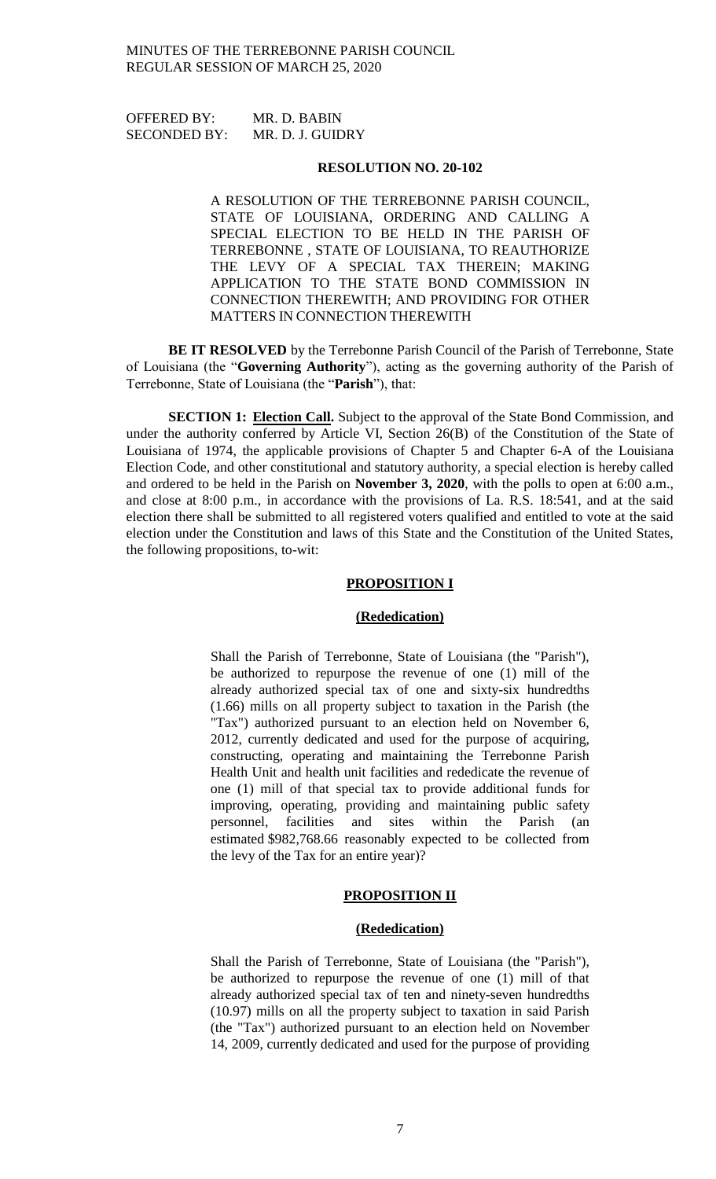OFFERED BY: MR. D. BABIN
SECONDED BY: MR. D. J. GUIDRY

**RESOLUTION NO. 20-102**

A RESOLUTION OF THE TERREBONNE PARISH COUNCIL, STATE OF LOUISIANA, ORDERING AND CALLING A SPECIAL ELECTION TO BE HELD IN THE PARISH OF TERREBONNE , STATE OF LOUISIANA, TO REAUTHORIZE THE LEVY OF A SPECIAL TAX THEREIN; MAKING APPLICATION TO THE STATE BOND COMMISSION IN CONNECTION THEREWITH; AND PROVIDING FOR OTHER MATTERS IN CONNECTION THEREWITH

**BE IT RESOLVED** by the Terrebonne Parish Council of the Parish of Terrebonne, State of Louisiana (the "**Governing Authority**"), acting as the governing authority of the Parish of Terrebonne, State of Louisiana (the "**Parish**"), that:

**SECTION 1: Election Call.** Subject to the approval of the State Bond Commission, and under the authority conferred by Article VI, Section 26(B) of the Constitution of the State of Louisiana of 1974, the applicable provisions of Chapter 5 and Chapter 6-A of the Louisiana Election Code, and other constitutional and statutory authority, a special election is hereby called and ordered to be held in the Parish on **November 3, 2020**, with the polls to open at 6:00 a.m., and close at 8:00 p.m., in accordance with the provisions of La. R.S. 18:541, and at the said election there shall be submitted to all registered voters qualified and entitled to vote at the said election under the Constitution and laws of this State and the Constitution of the United States, the following propositions, to-wit:

**PROPOSITION I**

**(Rededication)**

Shall the Parish of Terrebonne, State of Louisiana (the "Parish"), be authorized to repurpose the revenue of one (1) mill of the already authorized special tax of one and sixty-six hundredths (1.66) mills on all property subject to taxation in the Parish (the "Tax") authorized pursuant to an election held on November 6, 2012, currently dedicated and used for the purpose of acquiring, constructing, operating and maintaining the Terrebonne Parish Health Unit and health unit facilities and rededicate the revenue of one (1) mill of that special tax to provide additional funds for improving, operating, providing and maintaining public safety personnel, facilities and sites within the Parish (an estimated \$982,768.66 reasonably expected to be collected from the levy of the Tax for an entire year)?

**PROPOSITION II**

**(Rededication)**

Shall the Parish of Terrebonne, State of Louisiana (the "Parish"), be authorized to repurpose the revenue of one (1) mill of that already authorized special tax of ten and ninety-seven hundredths (10.97) mills on all the property subject to taxation in said Parish (the "Tax") authorized pursuant to an election held on November 14, 2009, currently dedicated and used for the purpose of providing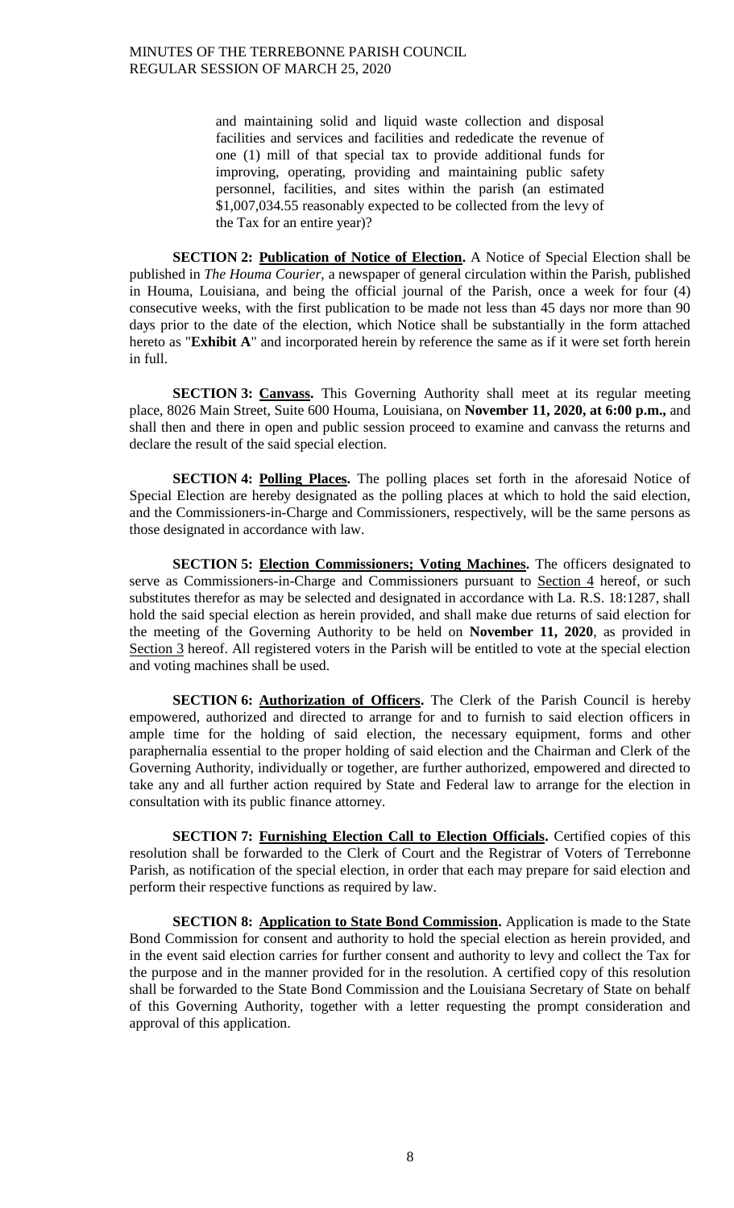and maintaining solid and liquid waste collection and disposal facilities and services and facilities and rededicate the revenue of one (1) mill of that special tax to provide additional funds for improving, operating, providing and maintaining public safety personnel, facilities, and sites within the parish (an estimated $1,007,034.55 reasonably expected to be collected from the levy of the Tax for an entire year)?

**SECTION 2: Publication of Notice of Election.** A Notice of Special Election shall be published in *The Houma Courier*, a newspaper of general circulation within the Parish, published in Houma, Louisiana, and being the official journal of the Parish, once a week for four (4) consecutive weeks, with the first publication to be made not less than 45 days nor more than 90 days prior to the date of the election, which Notice shall be substantially in the form attached hereto as "**Exhibit A**" and incorporated herein by reference the same as if it were set forth herein in full.

**SECTION 3: Canvass.** This Governing Authority shall meet at its regular meeting place, 8026 Main Street, Suite 600 Houma, Louisiana, on **November 11, 2020, at 6:00 p.m.,** and shall then and there in open and public session proceed to examine and canvass the returns and declare the result of the said special election.

**SECTION 4: Polling Places.** The polling places set forth in the aforesaid Notice of Special Election are hereby designated as the polling places at which to hold the said election, and the Commissioners-in-Charge and Commissioners, respectively, will be the same persons as those designated in accordance with law.

**SECTION 5: Election Commissioners; Voting Machines.** The officers designated to serve as Commissioners-in-Charge and Commissioners pursuant to Section 4 hereof, or such substitutes therefor as may be selected and designated in accordance with La. R.S. 18:1287, shall hold the said special election as herein provided, and shall make due returns of said election for the meeting of the Governing Authority to be held on **November 11, 2020**, as provided in Section 3 hereof. All registered voters in the Parish will be entitled to vote at the special election and voting machines shall be used.

**SECTION 6: Authorization of Officers.** The Clerk of the Parish Council is hereby empowered, authorized and directed to arrange for and to furnish to said election officers in ample time for the holding of said election, the necessary equipment, forms and other paraphernalia essential to the proper holding of said election and the Chairman and Clerk of the Governing Authority, individually or together, are further authorized, empowered and directed to take any and all further action required by State and Federal law to arrange for the election in consultation with its public finance attorney.

**SECTION 7: Furnishing Election Call to Election Officials.** Certified copies of this resolution shall be forwarded to the Clerk of Court and the Registrar of Voters of Terrebonne Parish, as notification of the special election, in order that each may prepare for said election and perform their respective functions as required by law.

**SECTION 8: Application to State Bond Commission.** Application is made to the State Bond Commission for consent and authority to hold the special election as herein provided, and in the event said election carries for further consent and authority to levy and collect the Tax for the purpose and in the manner provided for in the resolution. A certified copy of this resolution shall be forwarded to the State Bond Commission and the Louisiana Secretary of State on behalf of this Governing Authority, together with a letter requesting the prompt consideration and approval of this application.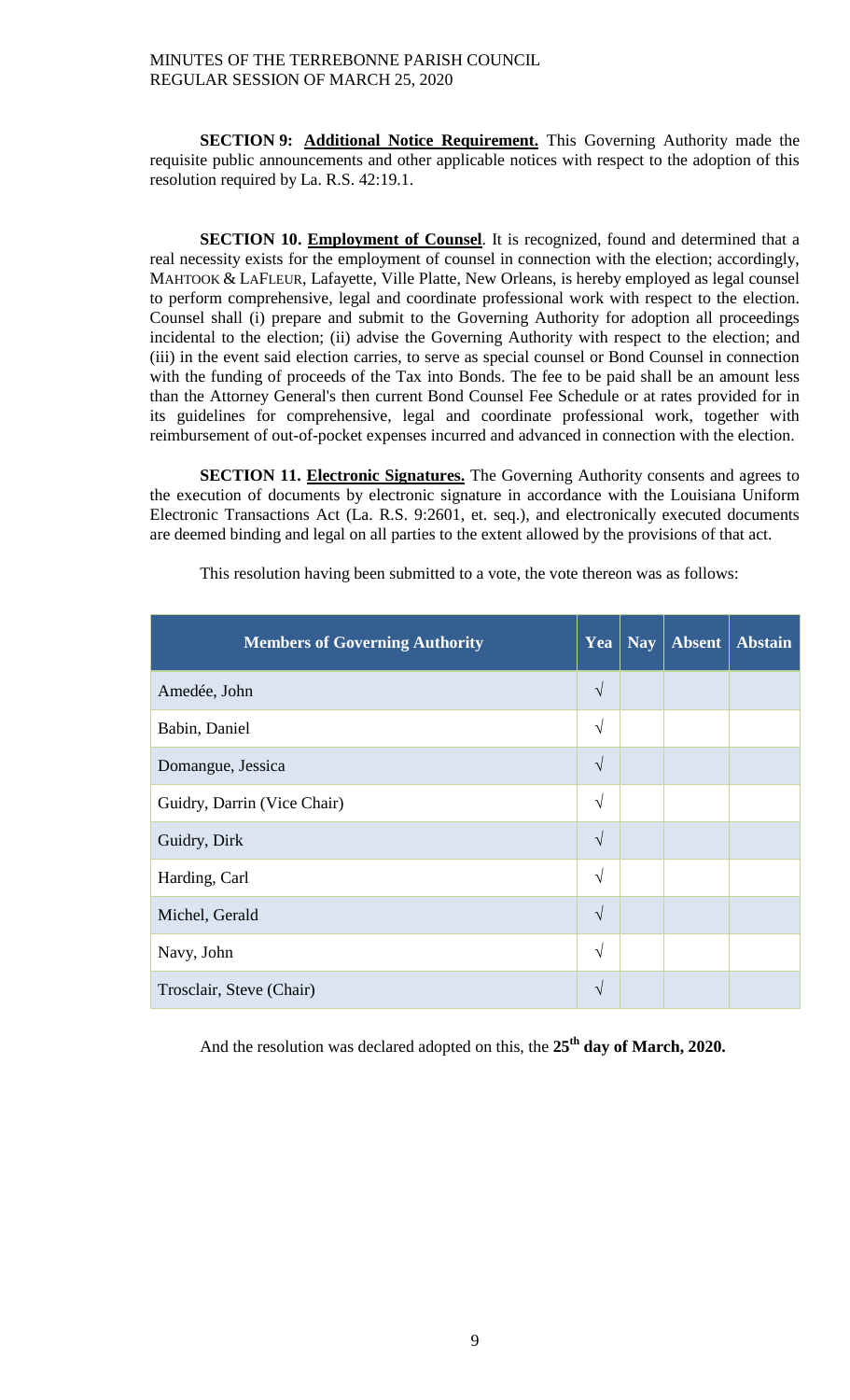**SECTION 9: Additional Notice Requirement.** This Governing Authority made the requisite public announcements and other applicable notices with respect to the adoption of this resolution required by La. R.S. 42:19.1.

**SECTION 10. Employment of Counsel**. It is recognized, found and determined that a real necessity exists for the employment of counsel in connection with the election; accordingly, MAHTOOK & LAFLEUR, Lafayette, Ville Platte, New Orleans, is hereby employed as legal counsel to perform comprehensive, legal and coordinate professional work with respect to the election. Counsel shall (i) prepare and submit to the Governing Authority for adoption all proceedings incidental to the election; (ii) advise the Governing Authority with respect to the election; and (iii) in the event said election carries, to serve as special counsel or Bond Counsel in connection with the funding of proceeds of the Tax into Bonds. The fee to be paid shall be an amount less than the Attorney General's then current Bond Counsel Fee Schedule or at rates provided for in its guidelines for comprehensive, legal and coordinate professional work, together with reimbursement of out-of-pocket expenses incurred and advanced in connection with the election.

**SECTION 11. Electronic Signatures.** The Governing Authority consents and agrees to the execution of documents by electronic signature in accordance with the Louisiana Uniform Electronic Transactions Act (La. R.S. 9:2601, et. seq.), and electronically executed documents are deemed binding and legal on all parties to the extent allowed by the provisions of that act.

This resolution having been submitted to a vote, the vote thereon was as follows:

| Members of Governing Authority | Yea | Nay | Absent | Abstain |
|---|---|---|---|---|
| Amedée, John | √ | | | |
| Babin, Daniel | √ | | | |
| Domangue, Jessica | √ | | | |
| Guidry, Darrin (Vice Chair) | √ | | | |
| Guidry, Dirk | √ | | | |
| Harding, Carl | √ | | | |
| Michel, Gerald | √ | | | |
| Navy, John | √ | | | |
| Trosclair, Steve (Chair) | √ | | | |

And the resolution was declared adopted on this, the **25th day of March, 2020.**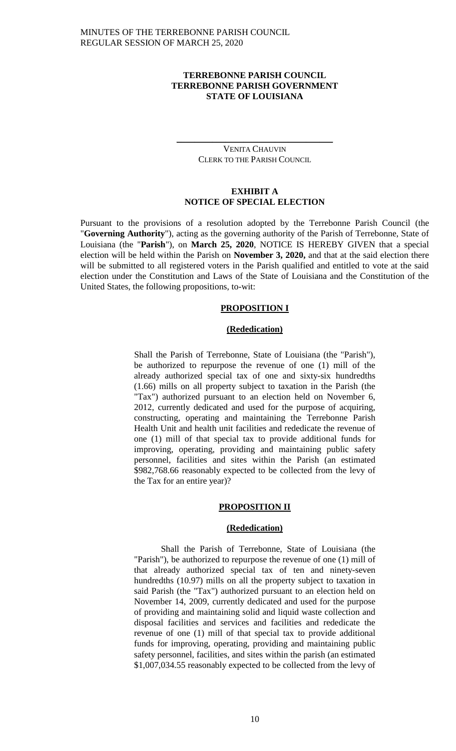**TERREBONNE PARISH COUNCIL**
**TERREBONNE PARISH GOVERNMENT**
**STATE OF LOUISIANA**

\_\_\_\_\_\_\_\_\_\_\_\_\_\_\_\_\_\_\_\_\_\_\_\_\_\_\_\_\_\_\_\_\_\_\_\_\_\_

VENITA CHAUVIN
CLERK TO THE PARISH COUNCIL

## EXHIBIT A
## NOTICE OF SPECIAL ELECTION

Pursuant to the provisions of a resolution adopted by the Terrebonne Parish Council (the "**Governing Authority**"), acting as the governing authority of the Parish of Terrebonne, State of Louisiana (the "**Parish**"), on **March 25, 2020**, NOTICE IS HEREBY GIVEN that a special election will be held within the Parish on **November 3, 2020,** and that at the said election there will be submitted to all registered voters in the Parish qualified and entitled to vote at the said election under the Constitution and Laws of the State of Louisiana and the Constitution of the United States, the following propositions, to-wit:

**PROPOSITION I**

**(Rededication)**

> Shall the Parish of Terrebonne, State of Louisiana (the "Parish"), be authorized to repurpose the revenue of one (1) mill of the already authorized special tax of one and sixty-six hundredths (1.66) mills on all property subject to taxation in the Parish (the "Tax") authorized pursuant to an election held on November 6, 2012, currently dedicated and used for the purpose of acquiring, constructing, operating and maintaining the Terrebonne Parish Health Unit and health unit facilities and rededicate the revenue of one (1) mill of that special tax to provide additional funds for improving, operating, providing and maintaining public safety personnel, facilities and sites within the Parish (an estimated $982,768.66 reasonably expected to be collected from the levy of the Tax for an entire year)?

**PROPOSITION II**

**(Rededication)**

> Shall the Parish of Terrebonne, State of Louisiana (the "Parish"), be authorized to repurpose the revenue of one (1) mill of that already authorized special tax of ten and ninety-seven hundredths (10.97) mills on all the property subject to taxation in said Parish (the "Tax") authorized pursuant to an election held on November 14, 2009, currently dedicated and used for the purpose of providing and maintaining solid and liquid waste collection and disposal facilities and services and facilities and rededicate the revenue of one (1) mill of that special tax to provide additional funds for improving, operating, providing and maintaining public safety personnel, facilities, and sites within the parish (an estimated $1,007,034.55 reasonably expected to be collected from the levy of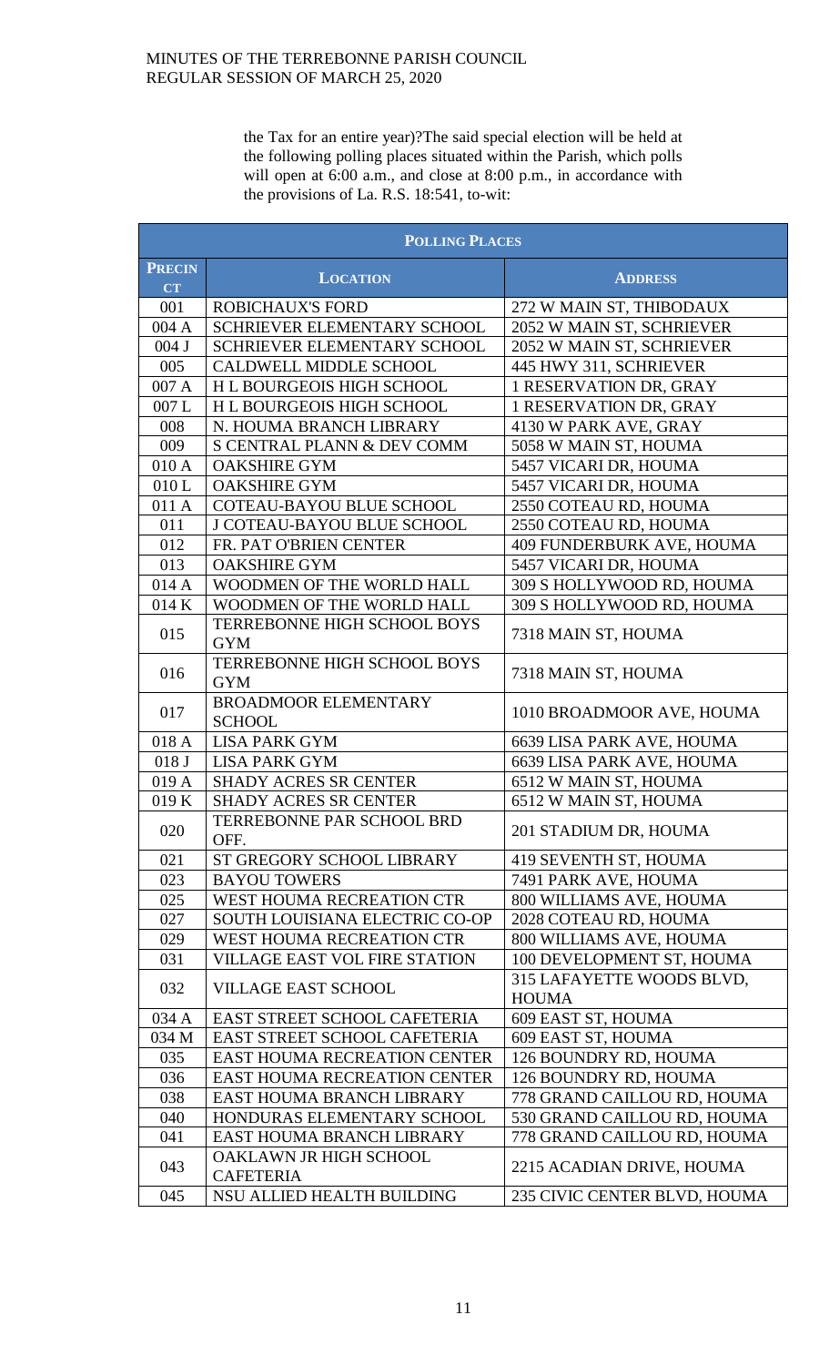the Tax for an entire year)?The said special election will be held at the following polling places situated within the Parish, which polls will open at 6:00 a.m., and close at 8:00 p.m., in accordance with the provisions of La. R.S. 18:541, to-wit:

| **POLLING PLACES** | | |
|---|---|---|
| **PRECINCT** | **LOCATION** | **ADDRESS** |
| 001 | ROBICHAUX'S FORD | 272 W MAIN ST, THIBODAUX |
| 004 A | SCHRIEVER ELEMENTARY SCHOOL | 2052 W MAIN ST, SCHRIEVER |
| 004 J | SCHRIEVER ELEMENTARY SCHOOL | 2052 W MAIN ST, SCHRIEVER |
| 005 | CALDWELL MIDDLE SCHOOL | 445 HWY 311, SCHRIEVER |
| 007 A | H L BOURGEOIS HIGH SCHOOL | 1 RESERVATION DR, GRAY |
| 007 L | H L BOURGEOIS HIGH SCHOOL | 1 RESERVATION DR, GRAY |
| 008 | N. HOUMA BRANCH LIBRARY | 4130 W PARK AVE, GRAY |
| 009 | S CENTRAL PLANN & DEV COMM | 5058 W MAIN ST, HOUMA |
| 010 A | OAKSHIRE GYM | 5457 VICARI DR, HOUMA |
| 010 L | OAKSHIRE GYM | 5457 VICARI DR, HOUMA |
| 011 A | COTEAU-BAYOU BLUE SCHOOL | 2550 COTEAU RD, HOUMA |
| 011 | J COTEAU-BAYOU BLUE SCHOOL | 2550 COTEAU RD, HOUMA |
| 012 | FR. PAT O'BRIEN CENTER | 409 FUNDERBURK AVE, HOUMA |
| 013 | OAKSHIRE GYM | 5457 VICARI DR, HOUMA |
| 014 A | WOODMEN OF THE WORLD HALL | 309 S HOLLYWOOD RD, HOUMA |
| 014 K | WOODMEN OF THE WORLD HALL | 309 S HOLLYWOOD RD, HOUMA |
| 015 | TERREBONNE HIGH SCHOOL BOYS GYM | 7318 MAIN ST, HOUMA |
| 016 | TERREBONNE HIGH SCHOOL BOYS GYM | 7318 MAIN ST, HOUMA |
| 017 | BROADMOOR ELEMENTARY SCHOOL | 1010 BROADMOOR AVE, HOUMA |
| 018 A | LISA PARK GYM | 6639 LISA PARK AVE, HOUMA |
| 018 J | LISA PARK GYM | 6639 LISA PARK AVE, HOUMA |
| 019 A | SHADY ACRES SR CENTER | 6512 W MAIN ST, HOUMA |
| 019 K | SHADY ACRES SR CENTER | 6512 W MAIN ST, HOUMA |
| 020 | TERREBONNE PAR SCHOOL BRD OFF. | 201 STADIUM DR, HOUMA |
| 021 | ST GREGORY SCHOOL LIBRARY | 419 SEVENTH ST, HOUMA |
| 023 | BAYOU TOWERS | 7491 PARK AVE, HOUMA |
| 025 | WEST HOUMA RECREATION CTR | 800 WILLIAMS AVE, HOUMA |
| 027 | SOUTH LOUISIANA ELECTRIC CO-OP | 2028 COTEAU RD, HOUMA |
| 029 | WEST HOUMA RECREATION CTR | 800 WILLIAMS AVE, HOUMA |
| 031 | VILLAGE EAST VOL FIRE STATION | 100 DEVELOPMENT ST, HOUMA |
| 032 | VILLAGE EAST SCHOOL | 315 LAFAYETTE WOODS BLVD, HOUMA |
| 034 A | EAST STREET SCHOOL CAFETERIA | 609 EAST ST, HOUMA |
| 034 M | EAST STREET SCHOOL CAFETERIA | 609 EAST ST, HOUMA |
| 035 | EAST HOUMA RECREATION CENTER | 126 BOUNDRY RD, HOUMA |
| 036 | EAST HOUMA RECREATION CENTER | 126 BOUNDRY RD, HOUMA |
| 038 | EAST HOUMA BRANCH LIBRARY | 778 GRAND CAILLOU RD, HOUMA |
| 040 | HONDURAS ELEMENTARY SCHOOL | 530 GRAND CAILLOU RD, HOUMA |
| 041 | EAST HOUMA BRANCH LIBRARY | 778 GRAND CAILLOU RD, HOUMA |
| 043 | OAKLAWN JR HIGH SCHOOL CAFETERIA | 2215 ACADIAN DRIVE, HOUMA |
| 045 | NSU ALLIED HEALTH BUILDING | 235 CIVIC CENTER BLVD, HOUMA |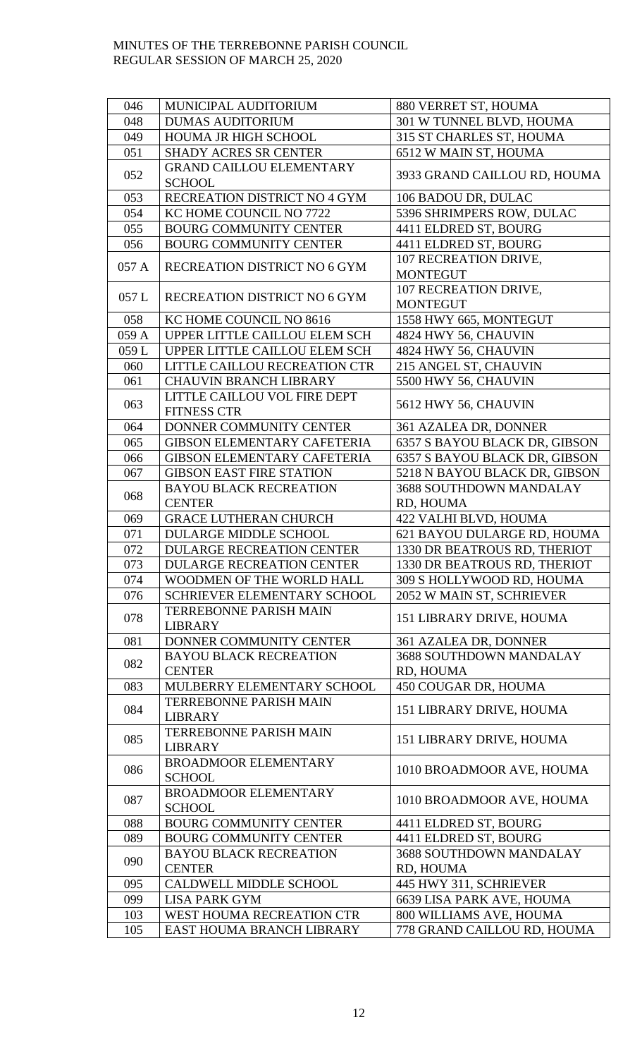| 046 | MUNICIPAL AUDITORIUM | 880 VERRET ST, HOUMA |
|---|---|---|
| 048 | DUMAS AUDITORIUM | 301 W TUNNEL BLVD, HOUMA |
| 049 | HOUMA JR HIGH SCHOOL | 315 ST CHARLES ST, HOUMA |
| 051 | SHADY ACRES SR CENTER | 6512 W MAIN ST, HOUMA |
| 052 | GRAND CAILLOU ELEMENTARY SCHOOL | 3933 GRAND CAILLOU RD, HOUMA |
| 053 | RECREATION DISTRICT NO 4 GYM | 106 BADOU DR, DULAC |
| 054 | KC HOME COUNCIL NO 7722 | 5396 SHRIMPERS ROW, DULAC |
| 055 | BOURG COMMUNITY CENTER | 4411 ELDRED ST, BOURG |
| 056 | BOURG COMMUNITY CENTER | 4411 ELDRED ST, BOURG |
| 057 A | RECREATION DISTRICT NO 6 GYM | 107 RECREATION DRIVE, MONTEGUT |
| 057 L | RECREATION DISTRICT NO 6 GYM | 107 RECREATION DRIVE, MONTEGUT |
| 058 | KC HOME COUNCIL NO 8616 | 1558 HWY 665, MONTEGUT |
| 059 A | UPPER LITTLE CAILLOU ELEM SCH | 4824 HWY 56, CHAUVIN |
| 059 L | UPPER LITTLE CAILLOU ELEM SCH | 4824 HWY 56, CHAUVIN |
| 060 | LITTLE CAILLOU RECREATION CTR | 215 ANGEL ST, CHAUVIN |
| 061 | CHAUVIN BRANCH LIBRARY | 5500 HWY 56, CHAUVIN |
| 063 | LITTLE CAILLOU VOL FIRE DEPT FITNESS CTR | 5612 HWY 56, CHAUVIN |
| 064 | DONNER COMMUNITY CENTER | 361 AZALEA DR, DONNER |
| 065 | GIBSON ELEMENTARY CAFETERIA | 6357 S BAYOU BLACK DR, GIBSON |
| 066 | GIBSON ELEMENTARY CAFETERIA | 6357 S BAYOU BLACK DR, GIBSON |
| 067 | GIBSON EAST FIRE STATION | 5218 N BAYOU BLACK DR, GIBSON |
| 068 | BAYOU BLACK RECREATION CENTER | 3688 SOUTHDOWN MANDALAY RD, HOUMA |
| 069 | GRACE LUTHERAN CHURCH | 422 VALHI BLVD, HOUMA |
| 071 | DULARGE MIDDLE SCHOOL | 621 BAYOU DULARGE RD, HOUMA |
| 072 | DULARGE RECREATION CENTER | 1330 DR BEATROUS RD, THERIOT |
| 073 | DULARGE RECREATION CENTER | 1330 DR BEATROUS RD, THERIOT |
| 074 | WOODMEN OF THE WORLD HALL | 309 S HOLLYWOOD RD, HOUMA |
| 076 | SCHRIEVER ELEMENTARY SCHOOL | 2052 W MAIN ST, SCHRIEVER |
| 078 | TERREBONNE PARISH MAIN LIBRARY | 151 LIBRARY DRIVE, HOUMA |
| 081 | DONNER COMMUNITY CENTER | 361 AZALEA DR, DONNER |
| 082 | BAYOU BLACK RECREATION CENTER | 3688 SOUTHDOWN MANDALAY RD, HOUMA |
| 083 | MULBERRY ELEMENTARY SCHOOL | 450 COUGAR DR, HOUMA |
| 084 | TERREBONNE PARISH MAIN LIBRARY | 151 LIBRARY DRIVE, HOUMA |
| 085 | TERREBONNE PARISH MAIN LIBRARY | 151 LIBRARY DRIVE, HOUMA |
| 086 | BROADMOOR ELEMENTARY SCHOOL | 1010 BROADMOOR AVE, HOUMA |
| 087 | BROADMOOR ELEMENTARY SCHOOL | 1010 BROADMOOR AVE, HOUMA |
| 088 | BOURG COMMUNITY CENTER | 4411 ELDRED ST, BOURG |
| 089 | BOURG COMMUNITY CENTER | 4411 ELDRED ST, BOURG |
| 090 | BAYOU BLACK RECREATION CENTER | 3688 SOUTHDOWN MANDALAY RD, HOUMA |
| 095 | CALDWELL MIDDLE SCHOOL | 445 HWY 311, SCHRIEVER |
| 099 | LISA PARK GYM | 6639 LISA PARK AVE, HOUMA |
| 103 | WEST HOUMA RECREATION CTR | 800 WILLIAMS AVE, HOUMA |
| 105 | EAST HOUMA BRANCH LIBRARY | 778 GRAND CAILLOU RD, HOUMA |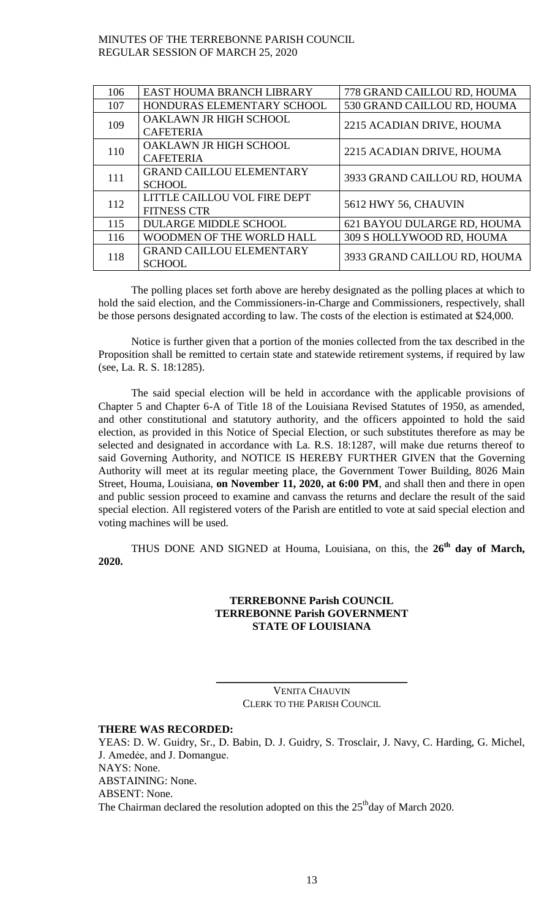| 106 | EAST HOUMA BRANCH LIBRARY | 778 GRAND CAILLOU RD, HOUMA |
|---|---|---|
| 107 | HONDURAS ELEMENTARY SCHOOL | 530 GRAND CAILLOU RD, HOUMA |
| 109 | OAKLAWN JR HIGH SCHOOL CAFETERIA | 2215 ACADIAN DRIVE, HOUMA |
| 110 | OAKLAWN JR HIGH SCHOOL CAFETERIA | 2215 ACADIAN DRIVE, HOUMA |
| 111 | GRAND CAILLOU ELEMENTARY SCHOOL | 3933 GRAND CAILLOU RD, HOUMA |
| 112 | LITTLE CAILLOU VOL FIRE DEPT FITNESS CTR | 5612 HWY 56, CHAUVIN |
| 115 | DULARGE MIDDLE SCHOOL | 621 BAYOU DULARGE RD, HOUMA |
| 116 | WOODMEN OF THE WORLD HALL | 309 S HOLLYWOOD RD, HOUMA |
| 118 | GRAND CAILLOU ELEMENTARY SCHOOL | 3933 GRAND CAILLOU RD, HOUMA |

The polling places set forth above are hereby designated as the polling places at which to hold the said election, and the Commissioners-in-Charge and Commissioners, respectively, shall be those persons designated according to law. The costs of the election is estimated at $24,000.

Notice is further given that a portion of the monies collected from the tax described in the Proposition shall be remitted to certain state and statewide retirement systems, if required by law (see, La. R. S. 18:1285).

The said special election will be held in accordance with the applicable provisions of Chapter 5 and Chapter 6-A of Title 18 of the Louisiana Revised Statutes of 1950, as amended, and other constitutional and statutory authority, and the officers appointed to hold the said election, as provided in this Notice of Special Election, or such substitutes therefore as may be selected and designated in accordance with La. R.S. 18:1287, will make due returns thereof to said Governing Authority, and NOTICE IS HEREBY FURTHER GIVEN that the Governing Authority will meet at its regular meeting place, the Government Tower Building, 8026 Main Street, Houma, Louisiana, **on November 11, 2020, at 6:00 PM**, and shall then and there in open and public session proceed to examine and canvass the returns and declare the result of the said special election. All registered voters of the Parish are entitled to vote at said special election and voting machines will be used.

THUS DONE AND SIGNED at Houma, Louisiana, on this, the **26th day of March, 2020.**

**TERREBONNE Parish COUNCIL**
**TERREBONNE Parish GOVERNMENT**
**STATE OF LOUISIANA**

VENITA CHAUVIN
CLERK TO THE PARISH COUNCIL

**THERE WAS RECORDED:**

YEAS: D. W. Guidry, Sr., D. Babin, D. J. Guidry, S. Trosclair, J. Navy, C. Harding, G. Michel, J. Amedėe, and J. Domangue.
NAYS: None.
ABSTAINING: None.
ABSENT: None.
The Chairman declared the resolution adopted on this the 25th day of March 2020.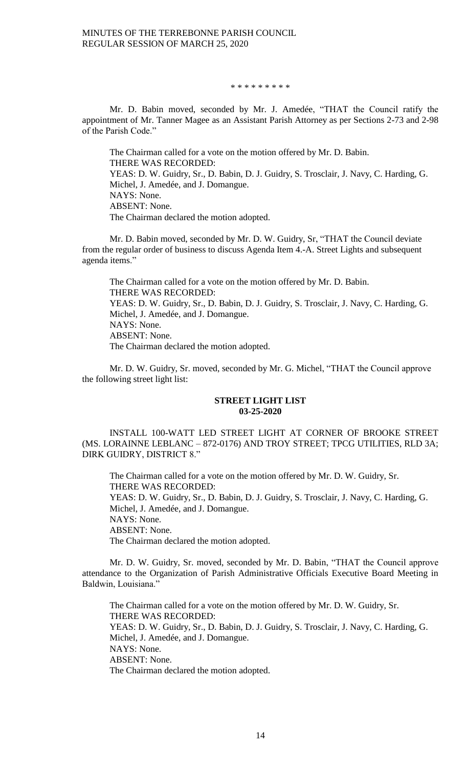\* \* \* \* \* \* \* \* \*

Mr. D. Babin moved, seconded by Mr. J. Amedée, "THAT the Council ratify the appointment of Mr. Tanner Magee as an Assistant Parish Attorney as per Sections 2-73 and 2-98 of the Parish Code."

The Chairman called for a vote on the motion offered by Mr. D. Babin.
THERE WAS RECORDED:
YEAS: D. W. Guidry, Sr., D. Babin, D. J. Guidry, S. Trosclair, J. Navy, C. Harding, G. Michel, J. Amedée, and J. Domangue.
NAYS: None.
ABSENT: None.
The Chairman declared the motion adopted.

Mr. D. Babin moved, seconded by Mr. D. W. Guidry, Sr, "THAT the Council deviate from the regular order of business to discuss Agenda Item 4.-A. Street Lights and subsequent agenda items."

The Chairman called for a vote on the motion offered by Mr. D. Babin.
THERE WAS RECORDED:
YEAS: D. W. Guidry, Sr., D. Babin, D. J. Guidry, S. Trosclair, J. Navy, C. Harding, G. Michel, J. Amedée, and J. Domangue.
NAYS: None.
ABSENT: None.
The Chairman declared the motion adopted.

Mr. D. W. Guidry, Sr. moved, seconded by Mr. G. Michel, "THAT the Council approve the following street light list:

**STREET LIGHT LIST**
**03-25-2020**

INSTALL 100-WATT LED STREET LIGHT AT CORNER OF BROOKE STREET (MS. LORAINNE LEBLANC – 872-0176) AND TROY STREET; TPCG UTILITIES, RLD 3A; DIRK GUIDRY, DISTRICT 8."

The Chairman called for a vote on the motion offered by Mr. D. W. Guidry, Sr.
THERE WAS RECORDED:
YEAS: D. W. Guidry, Sr., D. Babin, D. J. Guidry, S. Trosclair, J. Navy, C. Harding, G. Michel, J. Amedée, and J. Domangue.
NAYS: None.
ABSENT: None.
The Chairman declared the motion adopted.

Mr. D. W. Guidry, Sr. moved, seconded by Mr. D. Babin, "THAT the Council approve attendance to the Organization of Parish Administrative Officials Executive Board Meeting in Baldwin, Louisiana."

The Chairman called for a vote on the motion offered by Mr. D. W. Guidry, Sr.
THERE WAS RECORDED:
YEAS: D. W. Guidry, Sr., D. Babin, D. J. Guidry, S. Trosclair, J. Navy, C. Harding, G. Michel, J. Amedée, and J. Domangue.
NAYS: None.
ABSENT: None.
The Chairman declared the motion adopted.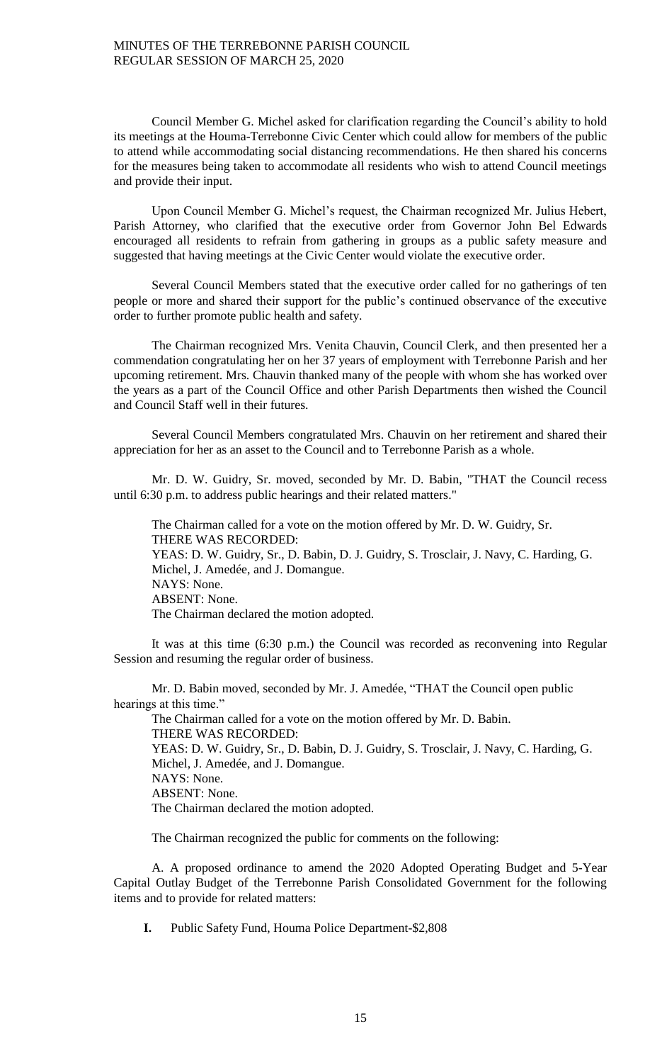Council Member G. Michel asked for clarification regarding the Council's ability to hold its meetings at the Houma-Terrebonne Civic Center which could allow for members of the public to attend while accommodating social distancing recommendations. He then shared his concerns for the measures being taken to accommodate all residents who wish to attend Council meetings and provide their input.

Upon Council Member G. Michel's request, the Chairman recognized Mr. Julius Hebert, Parish Attorney, who clarified that the executive order from Governor John Bel Edwards encouraged all residents to refrain from gathering in groups as a public safety measure and suggested that having meetings at the Civic Center would violate the executive order.

Several Council Members stated that the executive order called for no gatherings of ten people or more and shared their support for the public's continued observance of the executive order to further promote public health and safety.

The Chairman recognized Mrs. Venita Chauvin, Council Clerk, and then presented her a commendation congratulating her on her 37 years of employment with Terrebonne Parish and her upcoming retirement. Mrs. Chauvin thanked many of the people with whom she has worked over the years as a part of the Council Office and other Parish Departments then wished the Council and Council Staff well in their futures.

Several Council Members congratulated Mrs. Chauvin on her retirement and shared their appreciation for her as an asset to the Council and to Terrebonne Parish as a whole.

Mr. D. W. Guidry, Sr. moved, seconded by Mr. D. Babin, "THAT the Council recess until 6:30 p.m. to address public hearings and their related matters."

The Chairman called for a vote on the motion offered by Mr. D. W. Guidry, Sr.
THERE WAS RECORDED:
YEAS: D. W. Guidry, Sr., D. Babin, D. J. Guidry, S. Trosclair, J. Navy, C. Harding, G. Michel, J. Amedée, and J. Domangue.
NAYS: None.
ABSENT: None.
The Chairman declared the motion adopted.

It was at this time (6:30 p.m.) the Council was recorded as reconvening into Regular Session and resuming the regular order of business.

Mr. D. Babin moved, seconded by Mr. J. Amedée, "THAT the Council open public hearings at this time."

The Chairman called for a vote on the motion offered by Mr. D. Babin.
THERE WAS RECORDED:
YEAS: D. W. Guidry, Sr., D. Babin, D. J. Guidry, S. Trosclair, J. Navy, C. Harding, G. Michel, J. Amedée, and J. Domangue.
NAYS: None.
ABSENT: None.
The Chairman declared the motion adopted.

The Chairman recognized the public for comments on the following:

A. A proposed ordinance to amend the 2020 Adopted Operating Budget and 5-Year Capital Outlay Budget of the Terrebonne Parish Consolidated Government for the following items and to provide for related matters:

**I.** Public Safety Fund, Houma Police Department-$2,808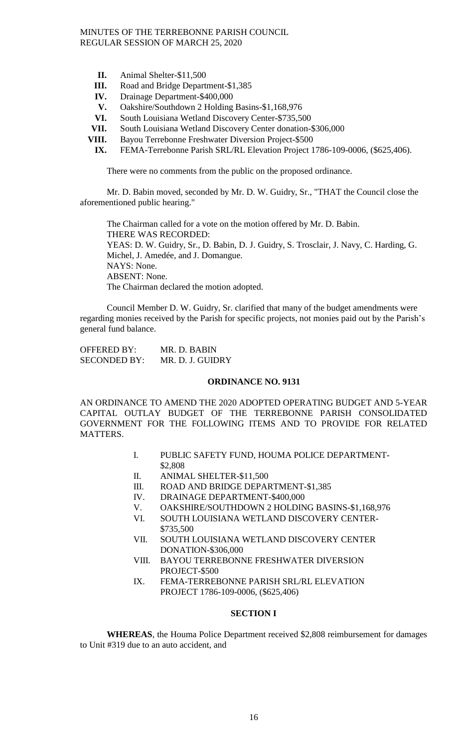II. Animal Shelter-$11,500
III. Road and Bridge Department-$1,385
IV. Drainage Department-$400,000
V. Oakshire/Southdown 2 Holding Basins-$1,168,976
VI. South Louisiana Wetland Discovery Center-$735,500
VII. South Louisiana Wetland Discovery Center donation-$306,000
VIII. Bayou Terrebonne Freshwater Diversion Project-$500
IX. FEMA-Terrebonne Parish SRL/RL Elevation Project 1786-109-0006, ($625,406).

There were no comments from the public on the proposed ordinance.

Mr. D. Babin moved, seconded by Mr. D. W. Guidry, Sr., "THAT the Council close the aforementioned public hearing."

The Chairman called for a vote on the motion offered by Mr. D. Babin.
THERE WAS RECORDED:
YEAS: D. W. Guidry, Sr., D. Babin, D. J. Guidry, S. Trosclair, J. Navy, C. Harding, G. Michel, J. Amedée, and J. Domangue.
NAYS: None.
ABSENT: None.
The Chairman declared the motion adopted.

Council Member D. W. Guidry, Sr. clarified that many of the budget amendments were regarding monies received by the Parish for specific projects, not monies paid out by the Parish's general fund balance.

OFFERED BY: MR. D. BABIN
SECONDED BY: MR. D. J. GUIDRY

## ORDINANCE NO. 9131

AN ORDINANCE TO AMEND THE 2020 ADOPTED OPERATING BUDGET AND 5-YEAR CAPITAL OUTLAY BUDGET OF THE TERREBONNE PARISH CONSOLIDATED GOVERNMENT FOR THE FOLLOWING ITEMS AND TO PROVIDE FOR RELATED MATTERS.

I. PUBLIC SAFETY FUND, HOUMA POLICE DEPARTMENT-$2,808
II. ANIMAL SHELTER-$11,500
III. ROAD AND BRIDGE DEPARTMENT-$1,385
IV. DRAINAGE DEPARTMENT-$400,000
V. OAKSHIRE/SOUTHDOWN 2 HOLDING BASINS-$1,168,976
VI. SOUTH LOUISIANA WETLAND DISCOVERY CENTER-$735,500
VII. SOUTH LOUISIANA WETLAND DISCOVERY CENTER DONATION-$306,000
VIII. BAYOU TERREBONNE FRESHWATER DIVERSION PROJECT-$500
IX. FEMA-TERREBONNE PARISH SRL/RL ELEVATION PROJECT 1786-109-0006, ($625,406)

### SECTION I

**WHEREAS**, the Houma Police Department received $2,808 reimbursement for damages to Unit #319 due to an auto accident, and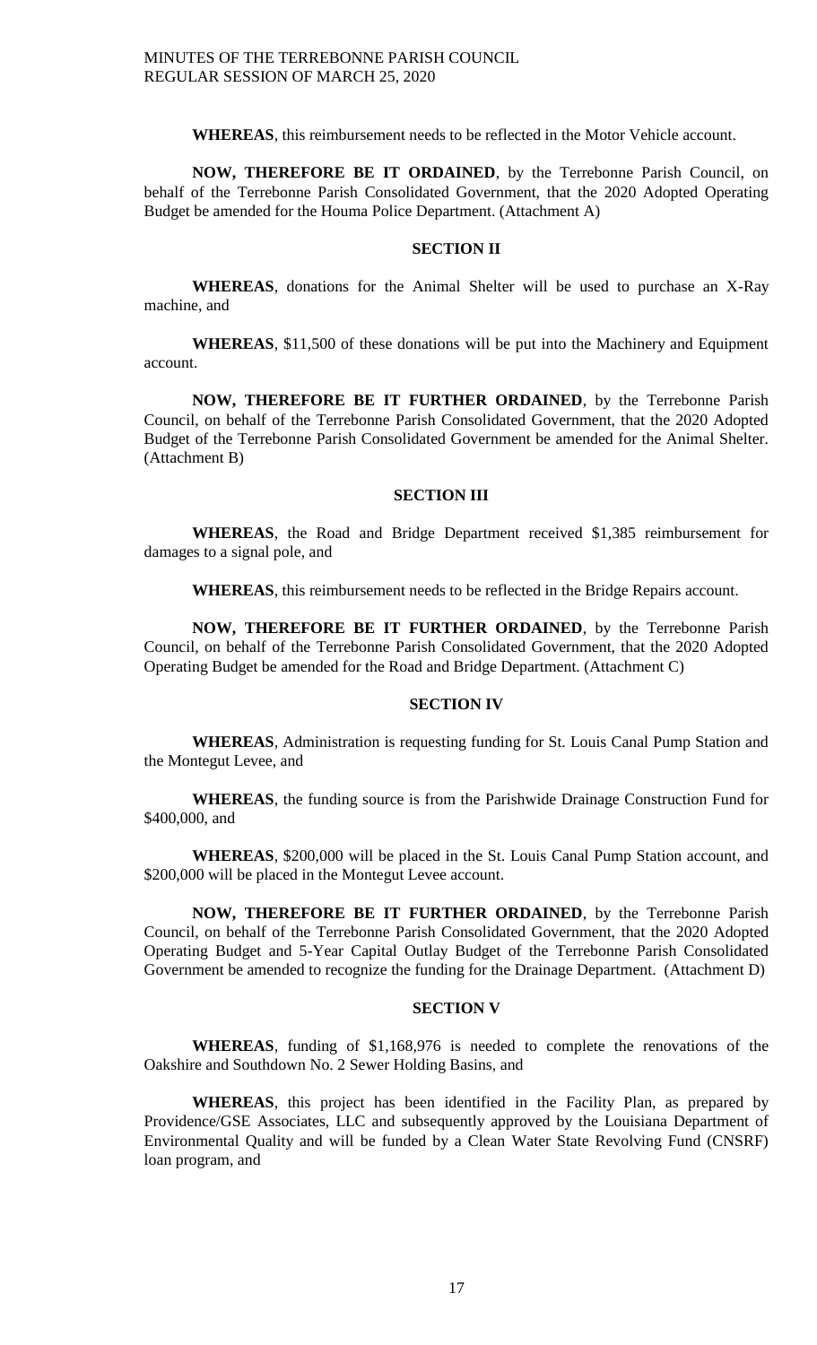**WHEREAS**, this reimbursement needs to be reflected in the Motor Vehicle account.

**NOW, THEREFORE BE IT ORDAINED**, by the Terrebonne Parish Council, on behalf of the Terrebonne Parish Consolidated Government, that the 2020 Adopted Operating Budget be amended for the Houma Police Department. (Attachment A)

**SECTION II**

**WHEREAS**, donations for the Animal Shelter will be used to purchase an X-Ray machine, and

**WHEREAS**, $11,500 of these donations will be put into the Machinery and Equipment account.

**NOW, THEREFORE BE IT FURTHER ORDAINED**, by the Terrebonne Parish Council, on behalf of the Terrebonne Parish Consolidated Government, that the 2020 Adopted Budget of the Terrebonne Parish Consolidated Government be amended for the Animal Shelter. (Attachment B)

**SECTION III**

**WHEREAS**, the Road and Bridge Department received $1,385 reimbursement for damages to a signal pole, and

**WHEREAS**, this reimbursement needs to be reflected in the Bridge Repairs account.

**NOW, THEREFORE BE IT FURTHER ORDAINED**, by the Terrebonne Parish Council, on behalf of the Terrebonne Parish Consolidated Government, that the 2020 Adopted Operating Budget be amended for the Road and Bridge Department. (Attachment C)

**SECTION IV**

**WHEREAS**, Administration is requesting funding for St. Louis Canal Pump Station and the Montegut Levee, and

**WHEREAS**, the funding source is from the Parishwide Drainage Construction Fund for $400,000, and

**WHEREAS**, $200,000 will be placed in the St. Louis Canal Pump Station account, and $200,000 will be placed in the Montegut Levee account.

**NOW, THEREFORE BE IT FURTHER ORDAINED**, by the Terrebonne Parish Council, on behalf of the Terrebonne Parish Consolidated Government, that the 2020 Adopted Operating Budget and 5-Year Capital Outlay Budget of the Terrebonne Parish Consolidated Government be amended to recognize the funding for the Drainage Department. (Attachment D)

**SECTION V**

**WHEREAS**, funding of $1,168,976 is needed to complete the renovations of the Oakshire and Southdown No. 2 Sewer Holding Basins, and

**WHEREAS**, this project has been identified in the Facility Plan, as prepared by Providence/GSE Associates, LLC and subsequently approved by the Louisiana Department of Environmental Quality and will be funded by a Clean Water State Revolving Fund (CNSRF) loan program, and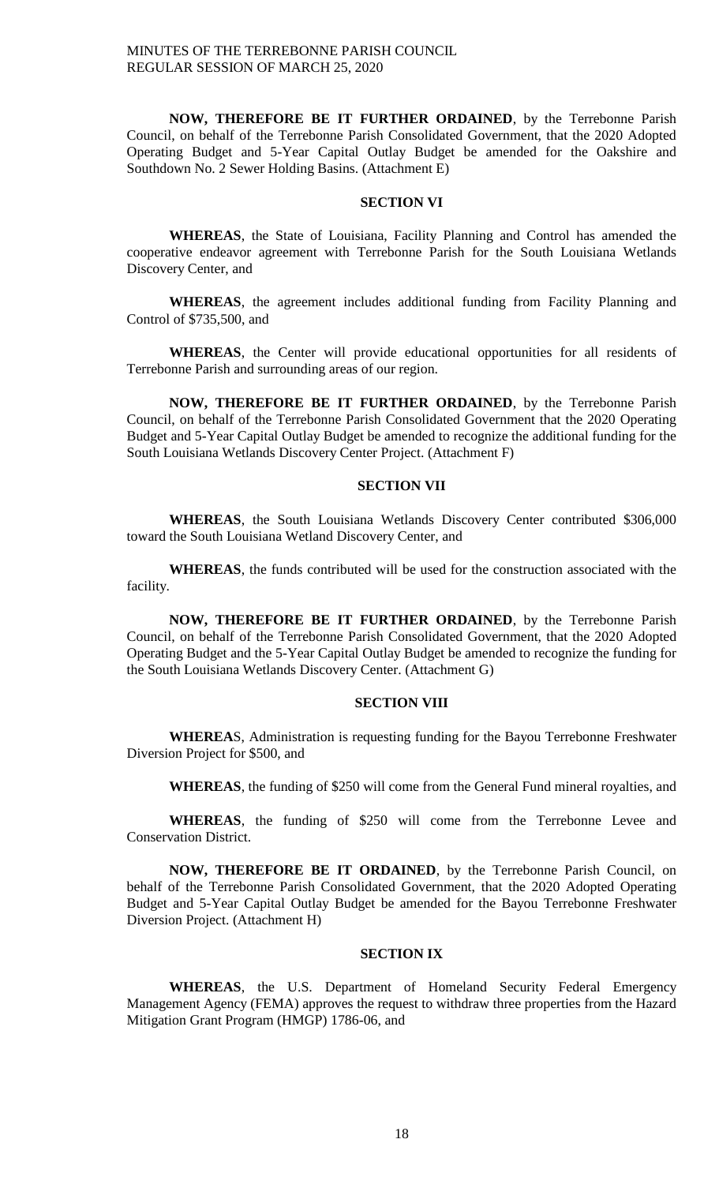**NOW, THEREFORE BE IT FURTHER ORDAINED**, by the Terrebonne Parish Council, on behalf of the Terrebonne Parish Consolidated Government, that the 2020 Adopted Operating Budget and 5-Year Capital Outlay Budget be amended for the Oakshire and Southdown No. 2 Sewer Holding Basins. (Attachment E)

## SECTION VI

**WHEREAS**, the State of Louisiana, Facility Planning and Control has amended the cooperative endeavor agreement with Terrebonne Parish for the South Louisiana Wetlands Discovery Center, and

**WHEREAS**, the agreement includes additional funding from Facility Planning and Control of $735,500, and

**WHEREAS**, the Center will provide educational opportunities for all residents of Terrebonne Parish and surrounding areas of our region.

**NOW, THEREFORE BE IT FURTHER ORDAINED**, by the Terrebonne Parish Council, on behalf of the Terrebonne Parish Consolidated Government that the 2020 Operating Budget and 5-Year Capital Outlay Budget be amended to recognize the additional funding for the South Louisiana Wetlands Discovery Center Project. (Attachment F)

## SECTION VII

**WHEREAS**, the South Louisiana Wetlands Discovery Center contributed $306,000 toward the South Louisiana Wetland Discovery Center, and

**WHEREAS**, the funds contributed will be used for the construction associated with the facility.

**NOW, THEREFORE BE IT FURTHER ORDAINED**, by the Terrebonne Parish Council, on behalf of the Terrebonne Parish Consolidated Government, that the 2020 Adopted Operating Budget and the 5-Year Capital Outlay Budget be amended to recognize the funding for the South Louisiana Wetlands Discovery Center. (Attachment G)

## SECTION VIII

**WHEREAS**, Administration is requesting funding for the Bayou Terrebonne Freshwater Diversion Project for $500, and

**WHEREAS**, the funding of $250 will come from the General Fund mineral royalties, and

**WHEREAS**, the funding of $250 will come from the Terrebonne Levee and Conservation District.

**NOW, THEREFORE BE IT ORDAINED**, by the Terrebonne Parish Council, on behalf of the Terrebonne Parish Consolidated Government, that the 2020 Adopted Operating Budget and 5-Year Capital Outlay Budget be amended for the Bayou Terrebonne Freshwater Diversion Project. (Attachment H)

## SECTION IX

**WHEREAS**, the U.S. Department of Homeland Security Federal Emergency Management Agency (FEMA) approves the request to withdraw three properties from the Hazard Mitigation Grant Program (HMGP) 1786-06, and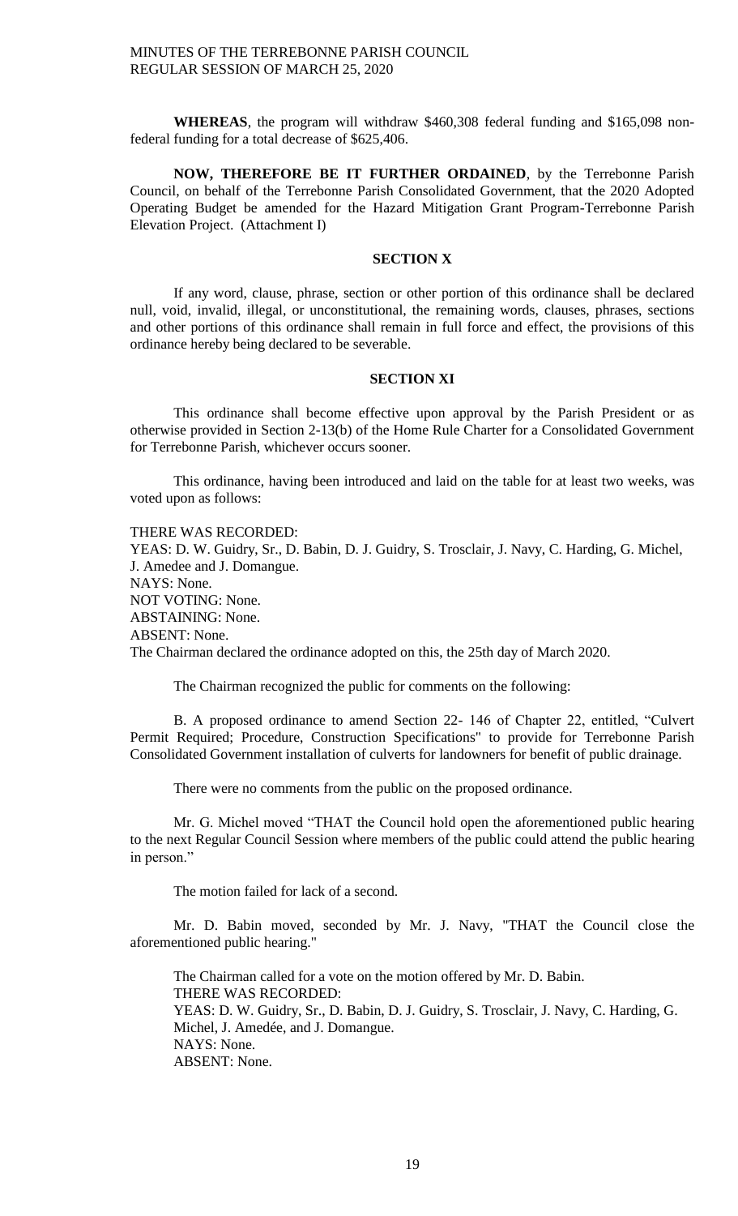**WHEREAS**, the program will withdraw $460,308 federal funding and $165,098 non-federal funding for a total decrease of $625,406.

**NOW, THEREFORE BE IT FURTHER ORDAINED**, by the Terrebonne Parish Council, on behalf of the Terrebonne Parish Consolidated Government, that the 2020 Adopted Operating Budget be amended for the Hazard Mitigation Grant Program-Terrebonne Parish Elevation Project. (Attachment I)

**SECTION X**

If any word, clause, phrase, section or other portion of this ordinance shall be declared null, void, invalid, illegal, or unconstitutional, the remaining words, clauses, phrases, sections and other portions of this ordinance shall remain in full force and effect, the provisions of this ordinance hereby being declared to be severable.

**SECTION XI**

This ordinance shall become effective upon approval by the Parish President or as otherwise provided in Section 2-13(b) of the Home Rule Charter for a Consolidated Government for Terrebonne Parish, whichever occurs sooner.

This ordinance, having been introduced and laid on the table for at least two weeks, was voted upon as follows:

THERE WAS RECORDED:
YEAS: D. W. Guidry, Sr., D. Babin, D. J. Guidry, S. Trosclair, J. Navy, C. Harding, G. Michel, J. Amedee and J. Domangue.
NAYS: None.
NOT VOTING: None.
ABSTAINING: None.
ABSENT: None.
The Chairman declared the ordinance adopted on this, the 25th day of March 2020.

The Chairman recognized the public for comments on the following:

B. A proposed ordinance to amend Section 22- 146 of Chapter 22, entitled, "Culvert Permit Required; Procedure, Construction Specifications" to provide for Terrebonne Parish Consolidated Government installation of culverts for landowners for benefit of public drainage.

There were no comments from the public on the proposed ordinance.

Mr. G. Michel moved "THAT the Council hold open the aforementioned public hearing to the next Regular Council Session where members of the public could attend the public hearing in person."

The motion failed for lack of a second.

Mr. D. Babin moved, seconded by Mr. J. Navy, "THAT the Council close the aforementioned public hearing."

The Chairman called for a vote on the motion offered by Mr. D. Babin.
THERE WAS RECORDED:
YEAS: D. W. Guidry, Sr., D. Babin, D. J. Guidry, S. Trosclair, J. Navy, C. Harding, G. Michel, J. Amedée, and J. Domangue.
NAYS: None.
ABSENT: None.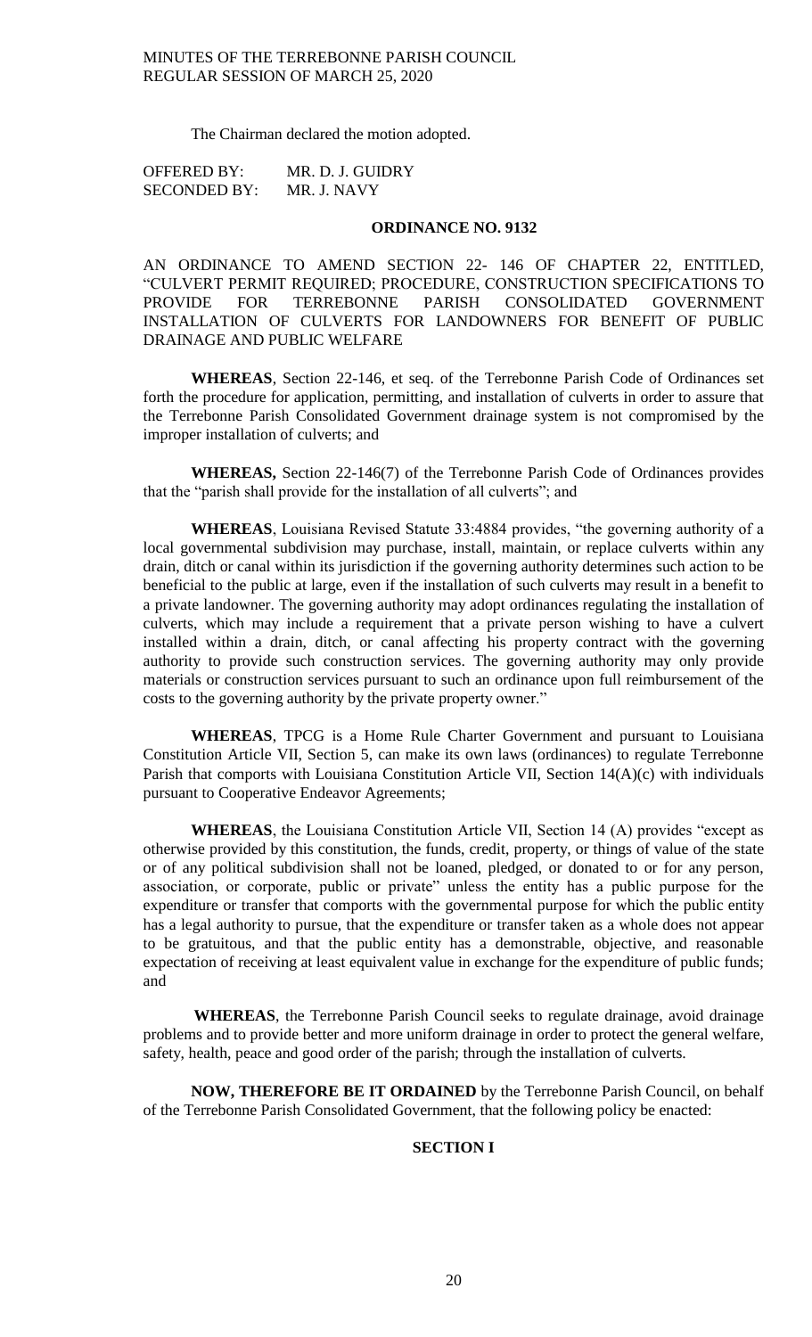The Chairman declared the motion adopted.

OFFERED BY: MR. D. J. GUIDRY
SECONDED BY: MR. J. NAVY

## ORDINANCE NO. 9132

AN ORDINANCE TO AMEND SECTION 22- 146 OF CHAPTER 22, ENTITLED, "CULVERT PERMIT REQUIRED; PROCEDURE, CONSTRUCTION SPECIFICATIONS TO PROVIDE FOR TERREBONNE PARISH CONSOLIDATED GOVERNMENT INSTALLATION OF CULVERTS FOR LANDOWNERS FOR BENEFIT OF PUBLIC DRAINAGE AND PUBLIC WELFARE

**WHEREAS**, Section 22-146, et seq. of the Terrebonne Parish Code of Ordinances set forth the procedure for application, permitting, and installation of culverts in order to assure that the Terrebonne Parish Consolidated Government drainage system is not compromised by the improper installation of culverts; and

**WHEREAS,** Section 22-146(7) of the Terrebonne Parish Code of Ordinances provides that the "parish shall provide for the installation of all culverts"; and

**WHEREAS**, Louisiana Revised Statute 33:4884 provides, "the governing authority of a local governmental subdivision may purchase, install, maintain, or replace culverts within any drain, ditch or canal within its jurisdiction if the governing authority determines such action to be beneficial to the public at large, even if the installation of such culverts may result in a benefit to a private landowner. The governing authority may adopt ordinances regulating the installation of culverts, which may include a requirement that a private person wishing to have a culvert installed within a drain, ditch, or canal affecting his property contract with the governing authority to provide such construction services. The governing authority may only provide materials or construction services pursuant to such an ordinance upon full reimbursement of the costs to the governing authority by the private property owner."

**WHEREAS**, TPCG is a Home Rule Charter Government and pursuant to Louisiana Constitution Article VII, Section 5, can make its own laws (ordinances) to regulate Terrebonne Parish that comports with Louisiana Constitution Article VII, Section 14(A)(c) with individuals pursuant to Cooperative Endeavor Agreements;

**WHEREAS**, the Louisiana Constitution Article VII, Section 14 (A) provides "except as otherwise provided by this constitution, the funds, credit, property, or things of value of the state or of any political subdivision shall not be loaned, pledged, or donated to or for any person, association, or corporate, public or private" unless the entity has a public purpose for the expenditure or transfer that comports with the governmental purpose for which the public entity has a legal authority to pursue, that the expenditure or transfer taken as a whole does not appear to be gratuitous, and that the public entity has a demonstrable, objective, and reasonable expectation of receiving at least equivalent value in exchange for the expenditure of public funds; and

**WHEREAS**, the Terrebonne Parish Council seeks to regulate drainage, avoid drainage problems and to provide better and more uniform drainage in order to protect the general welfare, safety, health, peace and good order of the parish; through the installation of culverts.

**NOW, THEREFORE BE IT ORDAINED** by the Terrebonne Parish Council, on behalf of the Terrebonne Parish Consolidated Government, that the following policy be enacted:

### SECTION I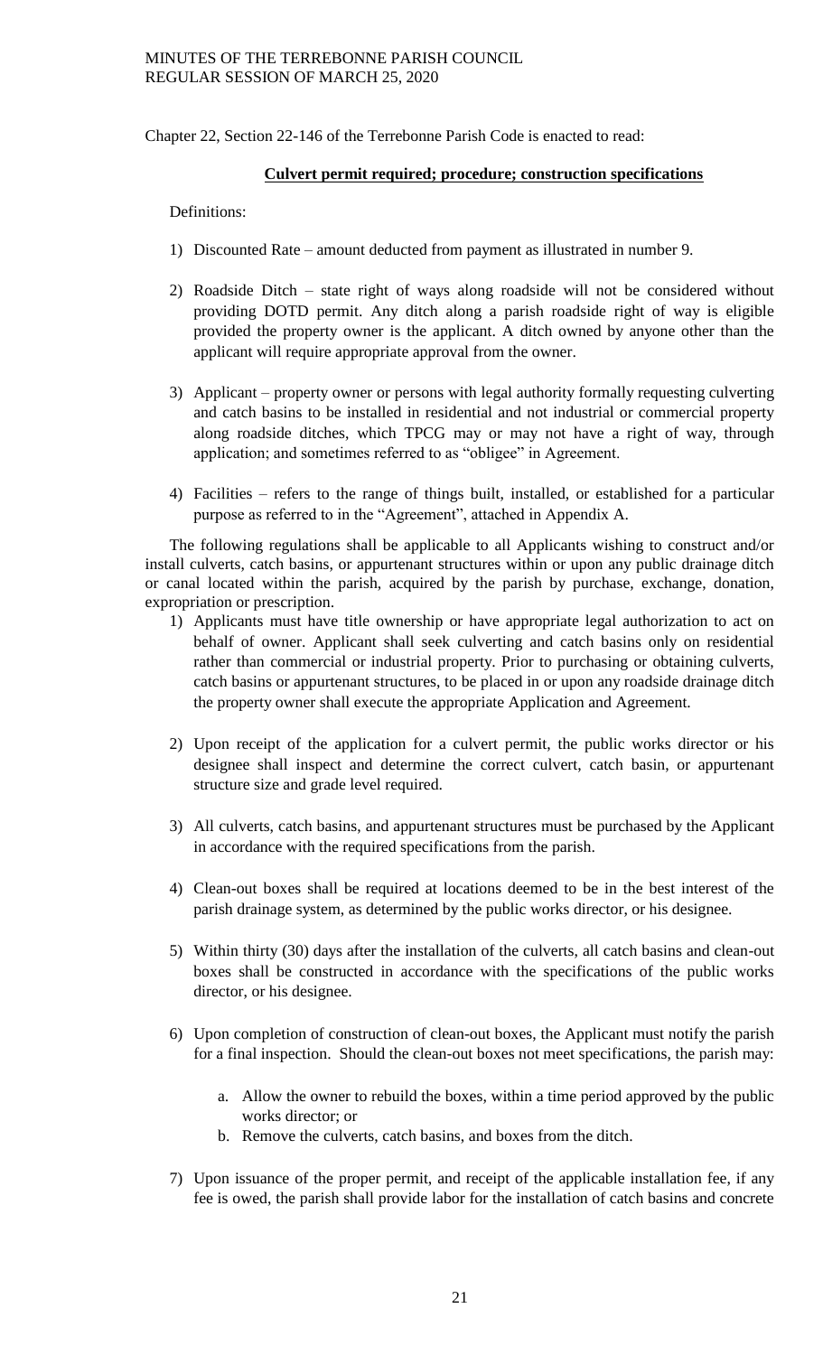Chapter 22, Section 22-146 of the Terrebonne Parish Code is enacted to read:

**Culvert permit required; procedure; construction specifications**

Definitions:

1) Discounted Rate – amount deducted from payment as illustrated in number 9.

2) Roadside Ditch – state right of ways along roadside will not be considered without providing DOTD permit. Any ditch along a parish roadside right of way is eligible provided the property owner is the applicant. A ditch owned by anyone other than the applicant will require appropriate approval from the owner.

3) Applicant – property owner or persons with legal authority formally requesting culverting and catch basins to be installed in residential and not industrial or commercial property along roadside ditches, which TPCG may or may not have a right of way, through application; and sometimes referred to as "obligee" in Agreement.

4) Facilities – refers to the range of things built, installed, or established for a particular purpose as referred to in the "Agreement", attached in Appendix A.

The following regulations shall be applicable to all Applicants wishing to construct and/or install culverts, catch basins, or appurtenant structures within or upon any public drainage ditch or canal located within the parish, acquired by the parish by purchase, exchange, donation, expropriation or prescription.

1) Applicants must have title ownership or have appropriate legal authorization to act on behalf of owner. Applicant shall seek culverting and catch basins only on residential rather than commercial or industrial property. Prior to purchasing or obtaining culverts, catch basins or appurtenant structures, to be placed in or upon any roadside drainage ditch the property owner shall execute the appropriate Application and Agreement.

2) Upon receipt of the application for a culvert permit, the public works director or his designee shall inspect and determine the correct culvert, catch basin, or appurtenant structure size and grade level required.

3) All culverts, catch basins, and appurtenant structures must be purchased by the Applicant in accordance with the required specifications from the parish.

4) Clean-out boxes shall be required at locations deemed to be in the best interest of the parish drainage system, as determined by the public works director, or his designee.

5) Within thirty (30) days after the installation of the culverts, all catch basins and clean-out boxes shall be constructed in accordance with the specifications of the public works director, or his designee.

6) Upon completion of construction of clean-out boxes, the Applicant must notify the parish for a final inspection. Should the clean-out boxes not meet specifications, the parish may:

   a. Allow the owner to rebuild the boxes, within a time period approved by the public works director; or
   b. Remove the culverts, catch basins, and boxes from the ditch.

7) Upon issuance of the proper permit, and receipt of the applicable installation fee, if any fee is owed, the parish shall provide labor for the installation of catch basins and concrete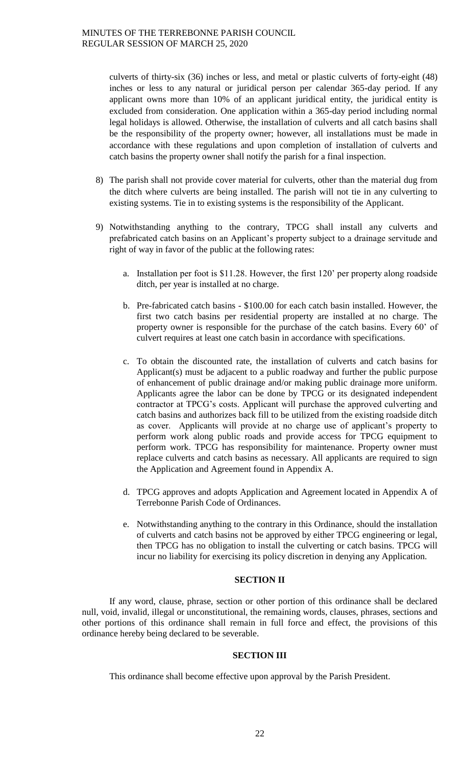culverts of thirty-six (36) inches or less, and metal or plastic culverts of forty-eight (48) inches or less to any natural or juridical person per calendar 365-day period. If any applicant owns more than 10% of an applicant juridical entity, the juridical entity is excluded from consideration. One application within a 365-day period including normal legal holidays is allowed. Otherwise, the installation of culverts and all catch basins shall be the responsibility of the property owner; however, all installations must be made in accordance with these regulations and upon completion of installation of culverts and catch basins the property owner shall notify the parish for a final inspection.

8) The parish shall not provide cover material for culverts, other than the material dug from the ditch where culverts are being installed. The parish will not tie in any culverting to existing systems. Tie in to existing systems is the responsibility of the Applicant.

9) Notwithstanding anything to the contrary, TPCG shall install any culverts and prefabricated catch basins on an Applicant's property subject to a drainage servitude and right of way in favor of the public at the following rates:

   a. Installation per foot is $11.28. However, the first 120' per property along roadside ditch, per year is installed at no charge.

   b. Pre-fabricated catch basins - $100.00 for each catch basin installed. However, the first two catch basins per residential property are installed at no charge. The property owner is responsible for the purchase of the catch basins. Every 60' of culvert requires at least one catch basin in accordance with specifications.

   c. To obtain the discounted rate, the installation of culverts and catch basins for Applicant(s) must be adjacent to a public roadway and further the public purpose of enhancement of public drainage and/or making public drainage more uniform. Applicants agree the labor can be done by TPCG or its designated independent contractor at TPCG's costs. Applicant will purchase the approved culverting and catch basins and authorizes back fill to be utilized from the existing roadside ditch as cover. Applicants will provide at no charge use of applicant's property to perform work along public roads and provide access for TPCG equipment to perform work. TPCG has responsibility for maintenance. Property owner must replace culverts and catch basins as necessary. All applicants are required to sign the Application and Agreement found in Appendix A.

   d. TPCG approves and adopts Application and Agreement located in Appendix A of Terrebonne Parish Code of Ordinances.

   e. Notwithstanding anything to the contrary in this Ordinance, should the installation of culverts and catch basins not be approved by either TPCG engineering or legal, then TPCG has no obligation to install the culverting or catch basins. TPCG will incur no liability for exercising its policy discretion in denying any Application.

**SECTION II**

If any word, clause, phrase, section or other portion of this ordinance shall be declared null, void, invalid, illegal or unconstitutional, the remaining words, clauses, phrases, sections and other portions of this ordinance shall remain in full force and effect, the provisions of this ordinance hereby being declared to be severable.

**SECTION III**

This ordinance shall become effective upon approval by the Parish President.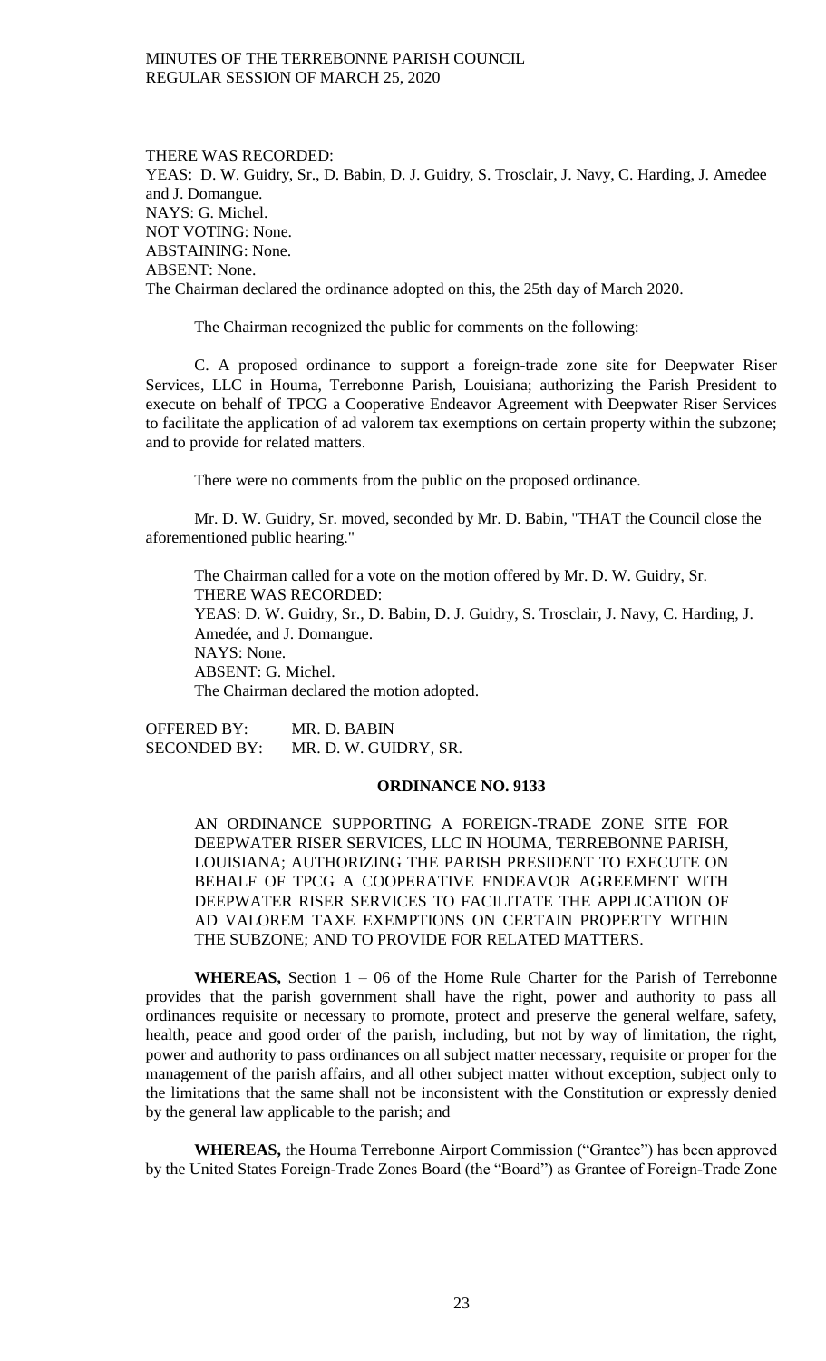THERE WAS RECORDED:
YEAS: D. W. Guidry, Sr., D. Babin, D. J. Guidry, S. Trosclair, J. Navy, C. Harding, J. Amedee and J. Domangue.
NAYS: G. Michel.
NOT VOTING: None.
ABSTAINING: None.
ABSENT: None.
The Chairman declared the ordinance adopted on this, the 25th day of March 2020.

The Chairman recognized the public for comments on the following:

C. A proposed ordinance to support a foreign-trade zone site for Deepwater Riser Services, LLC in Houma, Terrebonne Parish, Louisiana; authorizing the Parish President to execute on behalf of TPCG a Cooperative Endeavor Agreement with Deepwater Riser Services to facilitate the application of ad valorem tax exemptions on certain property within the subzone; and to provide for related matters.

There were no comments from the public on the proposed ordinance.

Mr. D. W. Guidry, Sr. moved, seconded by Mr. D. Babin, "THAT the Council close the aforementioned public hearing."

> The Chairman called for a vote on the motion offered by Mr. D. W. Guidry, Sr.
> THERE WAS RECORDED:
> YEAS: D. W. Guidry, Sr., D. Babin, D. J. Guidry, S. Trosclair, J. Navy, C. Harding, J. Amedée, and J. Domangue.
> NAYS: None.
> ABSENT: G. Michel.
> The Chairman declared the motion adopted.

OFFERED BY: MR. D. BABIN
SECONDED BY: MR. D. W. GUIDRY, SR.

**ORDINANCE NO. 9133**

AN ORDINANCE SUPPORTING A FOREIGN-TRADE ZONE SITE FOR DEEPWATER RISER SERVICES, LLC IN HOUMA, TERREBONNE PARISH, LOUISIANA; AUTHORIZING THE PARISH PRESIDENT TO EXECUTE ON BEHALF OF TPCG A COOPERATIVE ENDEAVOR AGREEMENT WITH DEEPWATER RISER SERVICES TO FACILITATE THE APPLICATION OF AD VALOREM TAXE EXEMPTIONS ON CERTAIN PROPERTY WITHIN THE SUBZONE; AND TO PROVIDE FOR RELATED MATTERS.

**WHEREAS,** Section 1 – 06 of the Home Rule Charter for the Parish of Terrebonne provides that the parish government shall have the right, power and authority to pass all ordinances requisite or necessary to promote, protect and preserve the general welfare, safety, health, peace and good order of the parish, including, but not by way of limitation, the right, power and authority to pass ordinances on all subject matter necessary, requisite or proper for the management of the parish affairs, and all other subject matter without exception, subject only to the limitations that the same shall not be inconsistent with the Constitution or expressly denied by the general law applicable to the parish; and

**WHEREAS,** the Houma Terrebonne Airport Commission ("Grantee") has been approved by the United States Foreign-Trade Zones Board (the "Board") as Grantee of Foreign-Trade Zone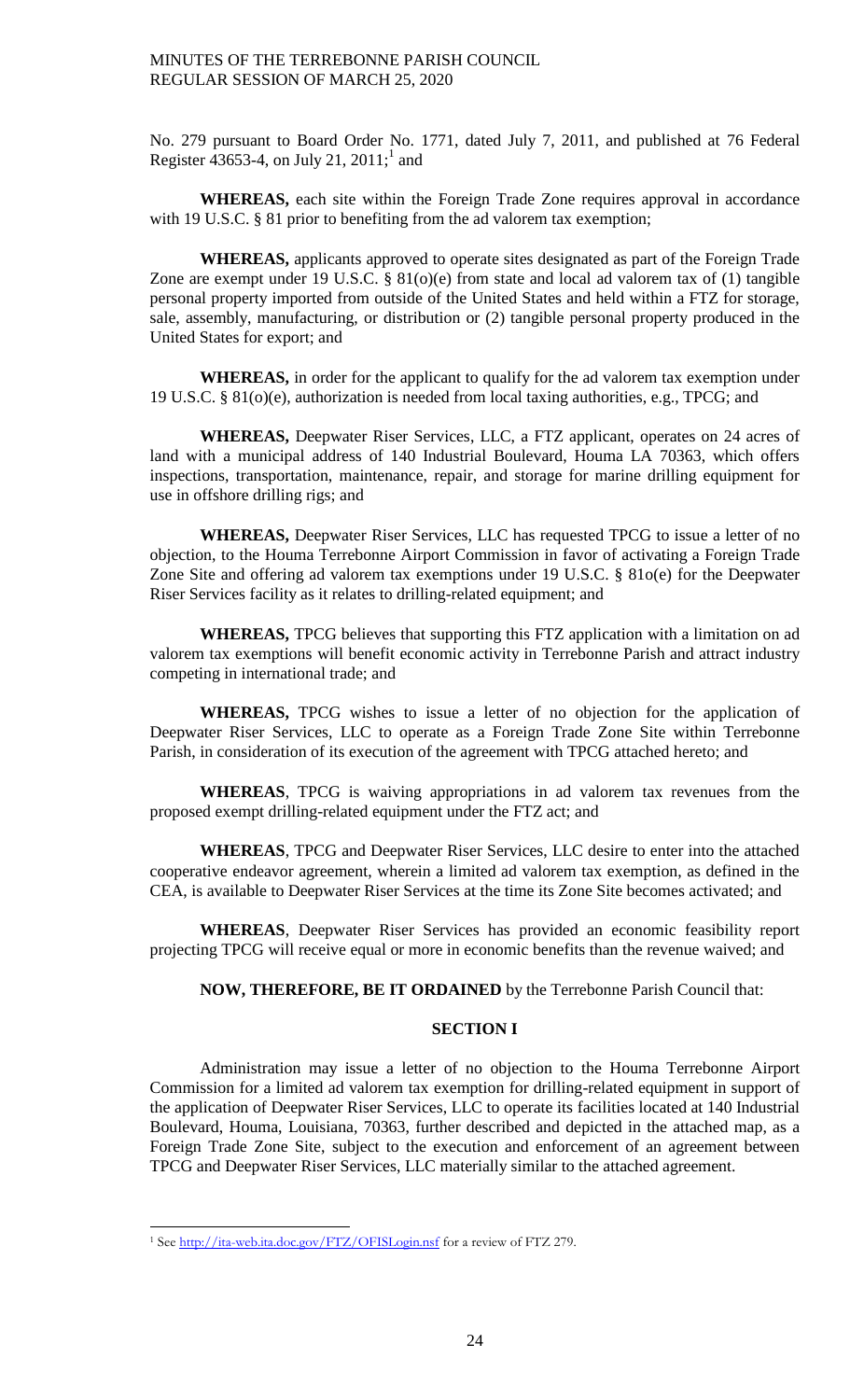No. 279 pursuant to Board Order No. 1771, dated July 7, 2011, and published at 76 Federal Register 43653-4, on July 21, 2011;[1] and

**WHEREAS,** each site within the Foreign Trade Zone requires approval in accordance with 19 U.S.C. § 81 prior to benefiting from the ad valorem tax exemption;

**WHEREAS,** applicants approved to operate sites designated as part of the Foreign Trade Zone are exempt under 19 U.S.C. § 81(o)(e) from state and local ad valorem tax of (1) tangible personal property imported from outside of the United States and held within a FTZ for storage, sale, assembly, manufacturing, or distribution or (2) tangible personal property produced in the United States for export; and

**WHEREAS,** in order for the applicant to qualify for the ad valorem tax exemption under 19 U.S.C. § 81(o)(e), authorization is needed from local taxing authorities, e.g., TPCG; and

**WHEREAS,** Deepwater Riser Services, LLC, a FTZ applicant, operates on 24 acres of land with a municipal address of 140 Industrial Boulevard, Houma LA 70363, which offers inspections, transportation, maintenance, repair, and storage for marine drilling equipment for use in offshore drilling rigs; and

**WHEREAS,** Deepwater Riser Services, LLC has requested TPCG to issue a letter of no objection, to the Houma Terrebonne Airport Commission in favor of activating a Foreign Trade Zone Site and offering ad valorem tax exemptions under 19 U.S.C. § 81o(e) for the Deepwater Riser Services facility as it relates to drilling-related equipment; and

**WHEREAS,** TPCG believes that supporting this FTZ application with a limitation on ad valorem tax exemptions will benefit economic activity in Terrebonne Parish and attract industry competing in international trade; and

**WHEREAS,** TPCG wishes to issue a letter of no objection for the application of Deepwater Riser Services, LLC to operate as a Foreign Trade Zone Site within Terrebonne Parish, in consideration of its execution of the agreement with TPCG attached hereto; and

**WHEREAS**, TPCG is waiving appropriations in ad valorem tax revenues from the proposed exempt drilling-related equipment under the FTZ act; and

**WHEREAS**, TPCG and Deepwater Riser Services, LLC desire to enter into the attached cooperative endeavor agreement, wherein a limited ad valorem tax exemption, as defined in the CEA, is available to Deepwater Riser Services at the time its Zone Site becomes activated; and

**WHEREAS**, Deepwater Riser Services has provided an economic feasibility report projecting TPCG will receive equal or more in economic benefits than the revenue waived; and

**NOW, THEREFORE, BE IT ORDAINED** by the Terrebonne Parish Council that:

**SECTION I**

Administration may issue a letter of no objection to the Houma Terrebonne Airport Commission for a limited ad valorem tax exemption for drilling-related equipment in support of the application of Deepwater Riser Services, LLC to operate its facilities located at 140 Industrial Boulevard, Houma, Louisiana, 70363, further described and depicted in the attached map, as a Foreign Trade Zone Site, subject to the execution and enforcement of an agreement between TPCG and Deepwater Riser Services, LLC materially similar to the attached agreement.

---

[1] See http://ita-web.ita.doc.gov/FTZ/OFISLogin.nsf for a review of FTZ 279.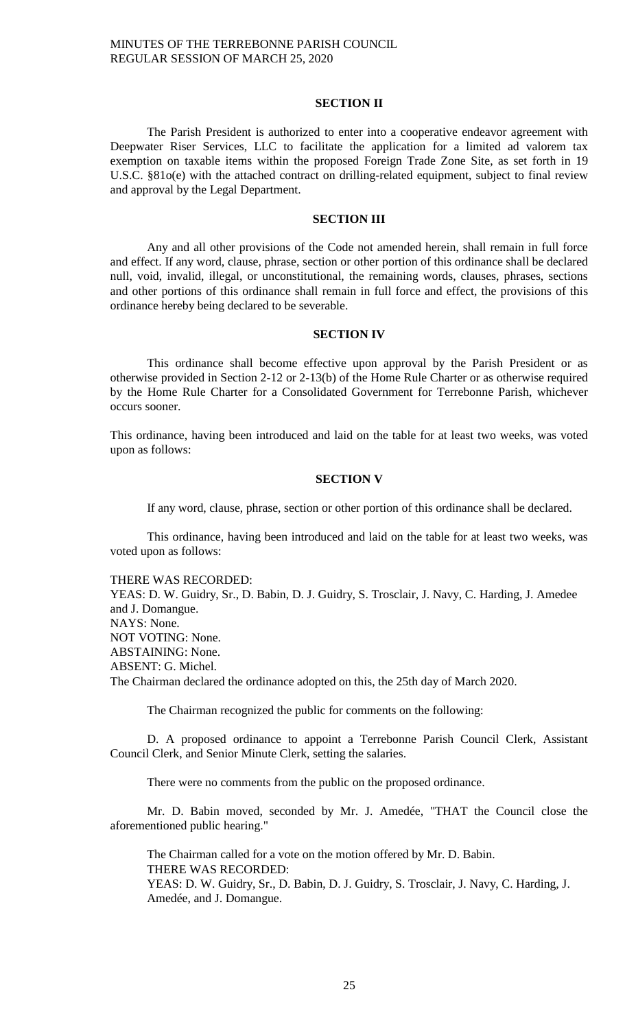### SECTION II

The Parish President is authorized to enter into a cooperative endeavor agreement with Deepwater Riser Services, LLC to facilitate the application for a limited ad valorem tax exemption on taxable items within the proposed Foreign Trade Zone Site, as set forth in 19 U.S.C. §81o(e) with the attached contract on drilling-related equipment, subject to final review and approval by the Legal Department.

### SECTION III

Any and all other provisions of the Code not amended herein, shall remain in full force and effect. If any word, clause, phrase, section or other portion of this ordinance shall be declared null, void, invalid, illegal, or unconstitutional, the remaining words, clauses, phrases, sections and other portions of this ordinance shall remain in full force and effect, the provisions of this ordinance hereby being declared to be severable.

### SECTION IV

This ordinance shall become effective upon approval by the Parish President or as otherwise provided in Section 2-12 or 2-13(b) of the Home Rule Charter or as otherwise required by the Home Rule Charter for a Consolidated Government for Terrebonne Parish, whichever occurs sooner.

This ordinance, having been introduced and laid on the table for at least two weeks, was voted upon as follows:

### SECTION V

If any word, clause, phrase, section or other portion of this ordinance shall be declared.

This ordinance, having been introduced and laid on the table for at least two weeks, was voted upon as follows:

THERE WAS RECORDED:
YEAS: D. W. Guidry, Sr., D. Babin, D. J. Guidry, S. Trosclair, J. Navy, C. Harding, J. Amedee and J. Domangue.
NAYS: None.
NOT VOTING: None.
ABSTAINING: None.
ABSENT: G. Michel.
The Chairman declared the ordinance adopted on this, the 25th day of March 2020.

The Chairman recognized the public for comments on the following:

D. A proposed ordinance to appoint a Terrebonne Parish Council Clerk, Assistant Council Clerk, and Senior Minute Clerk, setting the salaries.

There were no comments from the public on the proposed ordinance.

Mr. D. Babin moved, seconded by Mr. J. Amedée, "THAT the Council close the aforementioned public hearing."

The Chairman called for a vote on the motion offered by Mr. D. Babin.
THERE WAS RECORDED:
YEAS: D. W. Guidry, Sr., D. Babin, D. J. Guidry, S. Trosclair, J. Navy, C. Harding, J. Amedée, and J. Domangue.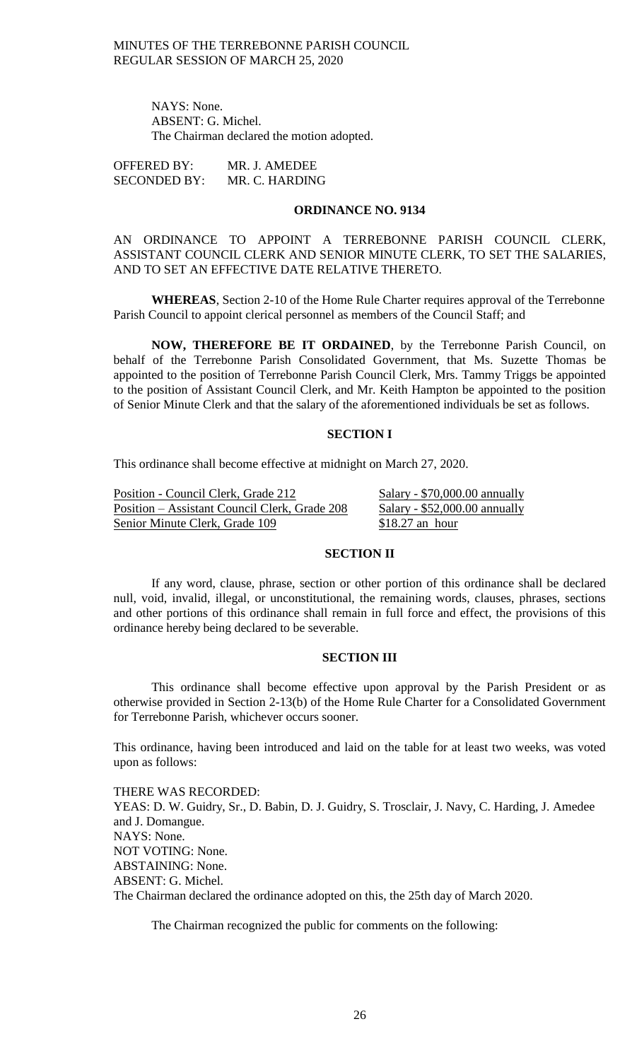NAYS: None.
ABSENT: G. Michel.
The Chairman declared the motion adopted.

OFFERED BY: MR. J. AMEDEE
SECONDED BY: MR. C. HARDING

**ORDINANCE NO. 9134**

AN ORDINANCE TO APPOINT A TERREBONNE PARISH COUNCIL CLERK, ASSISTANT COUNCIL CLERK AND SENIOR MINUTE CLERK, TO SET THE SALARIES, AND TO SET AN EFFECTIVE DATE RELATIVE THERETO.

**WHEREAS**, Section 2-10 of the Home Rule Charter requires approval of the Terrebonne Parish Council to appoint clerical personnel as members of the Council Staff; and

**NOW, THEREFORE BE IT ORDAINED**, by the Terrebonne Parish Council, on behalf of the Terrebonne Parish Consolidated Government, that Ms. Suzette Thomas be appointed to the position of Terrebonne Parish Council Clerk, Mrs. Tammy Triggs be appointed to the position of Assistant Council Clerk, and Mr. Keith Hampton be appointed to the position of Senior Minute Clerk and that the salary of the aforementioned individuals be set as follows.

**SECTION I**

This ordinance shall become effective at midnight on March 27, 2020.

| | |
|---|---|
| Position - Council Clerk, Grade 212 | Salary - $70,000.00 annually |
| Position – Assistant Council Clerk, Grade 208 | Salary - $52,000.00 annually |
| Senior Minute Clerk, Grade 109 | $18.27 an hour |

**SECTION II**

If any word, clause, phrase, section or other portion of this ordinance shall be declared null, void, invalid, illegal, or unconstitutional, the remaining words, clauses, phrases, sections and other portions of this ordinance shall remain in full force and effect, the provisions of this ordinance hereby being declared to be severable.

**SECTION III**

This ordinance shall become effective upon approval by the Parish President or as otherwise provided in Section 2-13(b) of the Home Rule Charter for a Consolidated Government for Terrebonne Parish, whichever occurs sooner.

This ordinance, having been introduced and laid on the table for at least two weeks, was voted upon as follows:

THERE WAS RECORDED:
YEAS: D. W. Guidry, Sr., D. Babin, D. J. Guidry, S. Trosclair, J. Navy, C. Harding, J. Amedee and J. Domangue.
NAYS: None.
NOT VOTING: None.
ABSTAINING: None.
ABSENT: G. Michel.
The Chairman declared the ordinance adopted on this, the 25th day of March 2020.

The Chairman recognized the public for comments on the following: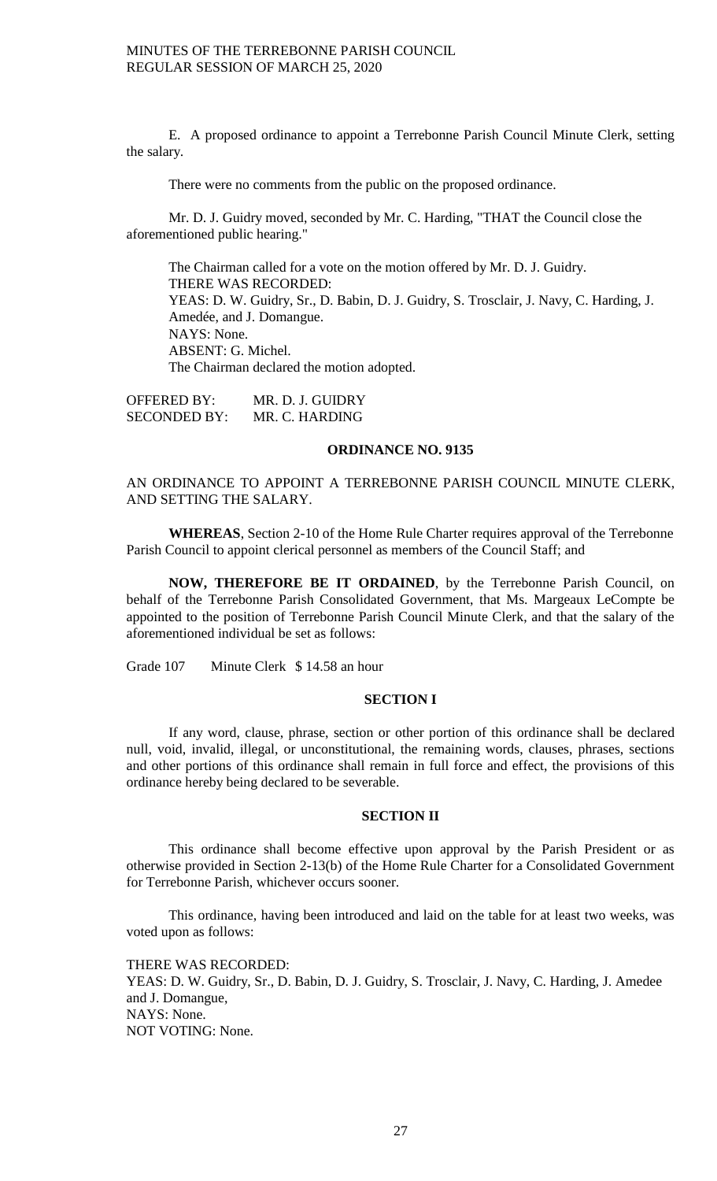E. A proposed ordinance to appoint a Terrebonne Parish Council Minute Clerk, setting the salary.

There were no comments from the public on the proposed ordinance.

Mr. D. J. Guidry moved, seconded by Mr. C. Harding, "THAT the Council close the aforementioned public hearing."

The Chairman called for a vote on the motion offered by Mr. D. J. Guidry.
THERE WAS RECORDED:
YEAS: D. W. Guidry, Sr., D. Babin, D. J. Guidry, S. Trosclair, J. Navy, C. Harding, J. Amedée, and J. Domangue.
NAYS: None.
ABSENT: G. Michel.
The Chairman declared the motion adopted.

OFFERED BY: MR. D. J. GUIDRY
SECONDED BY: MR. C. HARDING

**ORDINANCE NO. 9135**

AN ORDINANCE TO APPOINT A TERREBONNE PARISH COUNCIL MINUTE CLERK, AND SETTING THE SALARY.

**WHEREAS**, Section 2-10 of the Home Rule Charter requires approval of the Terrebonne Parish Council to appoint clerical personnel as members of the Council Staff; and

**NOW, THEREFORE BE IT ORDAINED**, by the Terrebonne Parish Council, on behalf of the Terrebonne Parish Consolidated Government, that Ms. Margeaux LeCompte be appointed to the position of Terrebonne Parish Council Minute Clerk, and that the salary of the aforementioned individual be set as follows:

Grade 107 Minute Clerk $ 14.58 an hour

**SECTION I**

If any word, clause, phrase, section or other portion of this ordinance shall be declared null, void, invalid, illegal, or unconstitutional, the remaining words, clauses, phrases, sections and other portions of this ordinance shall remain in full force and effect, the provisions of this ordinance hereby being declared to be severable.

**SECTION II**

This ordinance shall become effective upon approval by the Parish President or as otherwise provided in Section 2-13(b) of the Home Rule Charter for a Consolidated Government for Terrebonne Parish, whichever occurs sooner.

This ordinance, having been introduced and laid on the table for at least two weeks, was voted upon as follows:

THERE WAS RECORDED:
YEAS: D. W. Guidry, Sr., D. Babin, D. J. Guidry, S. Trosclair, J. Navy, C. Harding, J. Amedee and J. Domangue,
NAYS: None.
NOT VOTING: None.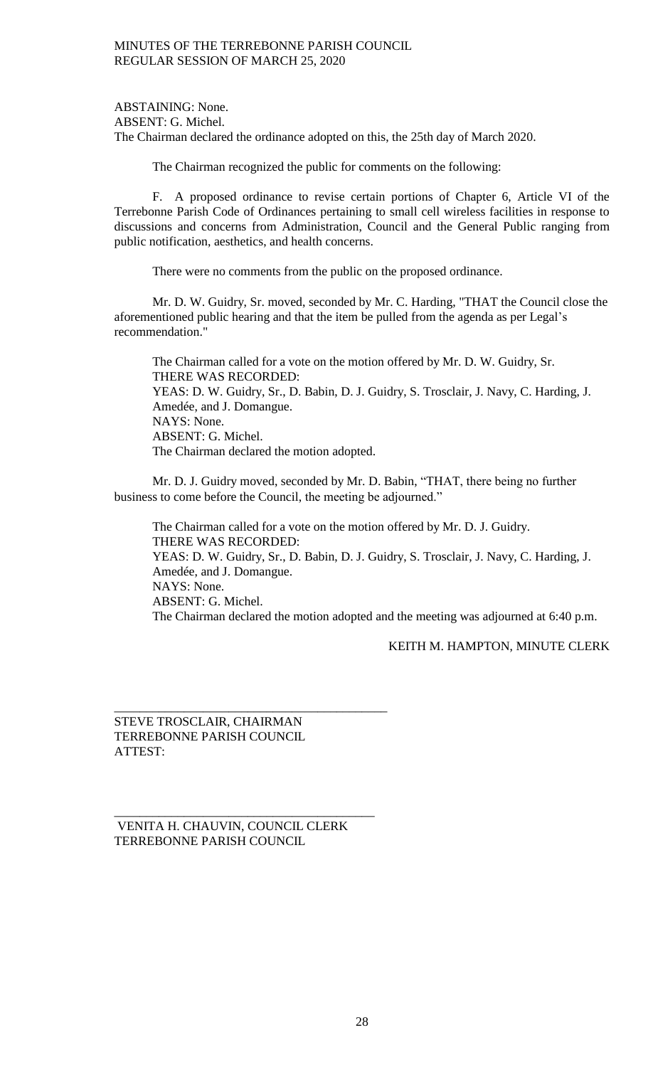ABSTAINING: None.
ABSENT: G. Michel.
The Chairman declared the ordinance adopted on this, the 25th day of March 2020.

The Chairman recognized the public for comments on the following:

F. A proposed ordinance to revise certain portions of Chapter 6, Article VI of the Terrebonne Parish Code of Ordinances pertaining to small cell wireless facilities in response to discussions and concerns from Administration, Council and the General Public ranging from public notification, aesthetics, and health concerns.

There were no comments from the public on the proposed ordinance.

Mr. D. W. Guidry, Sr. moved, seconded by Mr. C. Harding, "THAT the Council close the aforementioned public hearing and that the item be pulled from the agenda as per Legal's recommendation."

The Chairman called for a vote on the motion offered by Mr. D. W. Guidry, Sr.
THERE WAS RECORDED:
YEAS: D. W. Guidry, Sr., D. Babin, D. J. Guidry, S. Trosclair, J. Navy, C. Harding, J. Amedée, and J. Domangue.
NAYS: None.
ABSENT: G. Michel.
The Chairman declared the motion adopted.

Mr. D. J. Guidry moved, seconded by Mr. D. Babin, "THAT, there being no further business to come before the Council, the meeting be adjourned."

The Chairman called for a vote on the motion offered by Mr. D. J. Guidry.
THERE WAS RECORDED:
YEAS: D. W. Guidry, Sr., D. Babin, D. J. Guidry, S. Trosclair, J. Navy, C. Harding, J. Amedée, and J. Domangue.
NAYS: None.
ABSENT: G. Michel.
The Chairman declared the motion adopted and the meeting was adjourned at 6:40 p.m.

KEITH M. HAMPTON, MINUTE CLERK

\_\_\_\_\_\_\_\_\_\_\_\_\_\_\_\_\_\_\_\_\_\_\_\_\_\_\_\_\_\_\_\_\_\_\_\_\_\_\_\_\_\_\_\_

STEVE TROSCLAIR, CHAIRMAN
TERREBONNE PARISH COUNCIL
ATTEST:

\_\_\_\_\_\_\_\_\_\_\_\_\_\_\_\_\_\_\_\_\_\_\_\_\_\_\_\_\_\_\_\_\_\_\_\_\_\_\_\_\_\_

VENITA H. CHAUVIN, COUNCIL CLERK
TERREBONNE PARISH COUNCIL